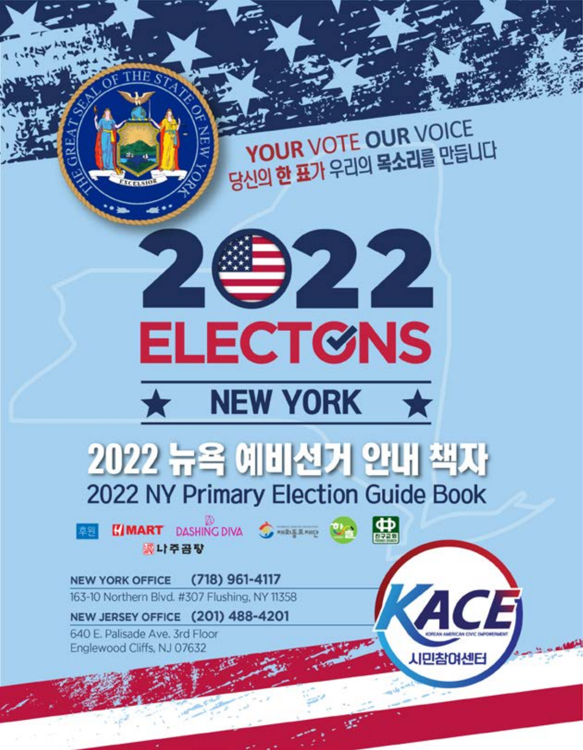YOUR VOTE OUR VOICE

당신의 한 표가 우리의 목소리를 만듭니다

# 2022 ELECTONS

## ★ NEW YORK ★

# 2022 뉴욕 예비선거 안내 책자

## 2022 NY Primary Election Guide Book

후원 H MART DASHING DIVA 재외동포재단 한 나주곰탕

NEW YORK OFFICE (718) 961-4117

163-10 Northern Blvd. #307 Flushing, NY 11358

NEW JERSEY OFFICE (201) 488-4201

640 E. Palisade Ave. 3rd Floor
Englewood Cliffs, NJ 07632

KACE KOREAN AMERICAN CIVIC EMPOWERMENT 시민참여센터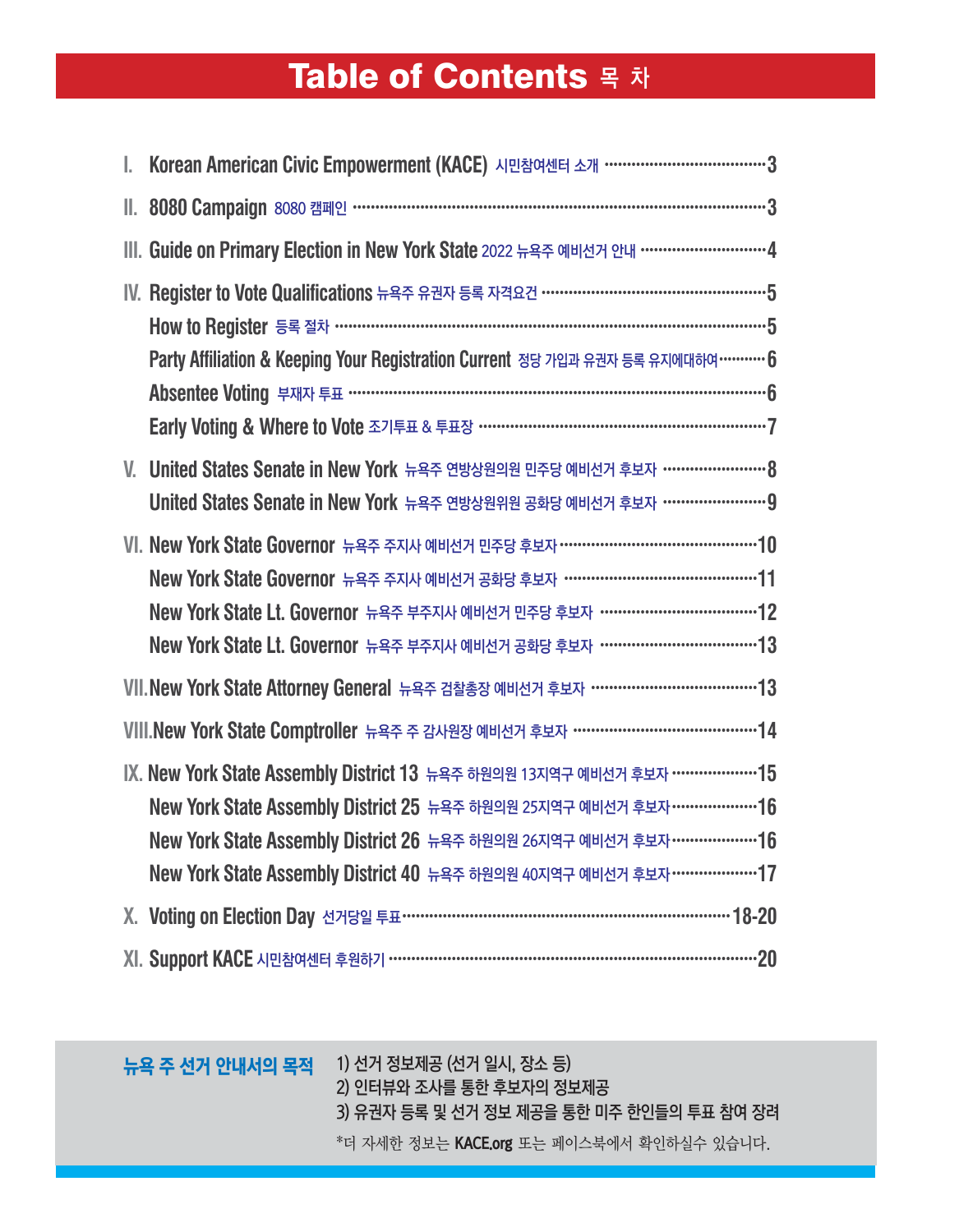# Table of Contents 목 차

- I. Korean American Civic Empowerment (KACE) 시민참여센터 소개 ........ 3
- II. 8080 Campaign 8080 캠페인 ........ 3
- III. Guide on Primary Election in New York State 2022 뉴욕주 예비선거 안내 ........ 4
- IV. Register to Vote Qualifications 뉴욕주 유권자 등록 자격요건 ........ 5
  - How to Register 등록 절차 ........ 5
  - Party Affiliation & Keeping Your Registration Current 정당 가입과 유권자 등록 유지에대하여 ........ 6
  - Absentee Voting 부재자 투표 ........ 6
  - Early Voting & Where to Vote 조기투표 & 투표장 ........ 7
- V. United States Senate in New York 뉴욕주 연방상원의원 민주당 예비선거 후보자 ........ 8
  - United States Senate in New York 뉴욕주 연방상원위원 공화당 예비선거 후보자 ........ 9
- VI. New York State Governor 뉴욕주 주지사 예비선거 민주당 후보자 ........ 10
  - New York State Governor 뉴욕주 주지사 예비선거 공화당 후보자 ........ 11
  - New York State Lt. Governor 뉴욕주 부주지사 예비선거 민주당 후보자 ........ 12
  - New York State Lt. Governor 뉴욕주 부주지사 예비선거 공화당 후보자 ........ 13
- VII. New York State Attorney General 뉴욕주 검찰총장 예비선거 후보자 ........ 13
- VIII. New York State Comptroller 뉴욕주 주 감사원장 예비선거 후보자 ........ 14
- IX. New York State Assembly District 13 뉴욕주 하원의원 13지역구 예비선거 후보자 ........ 15
  - New York State Assembly District 25 뉴욕주 하원의원 25지역구 예비선거 후보자 ........ 16
  - New York State Assembly District 26 뉴욕주 하원의원 26지역구 예비선거 후보자 ........ 16
  - New York State Assembly District 40 뉴욕주 하원의원 40지역구 예비선거 후보자 ........ 17
- X. Voting on Election Day 선거당일 투표 ........ 18-20
- XI. Support KACE 시민참여센터 후원하기 ........ 20

**뉴욕 주 선거 안내서의 목적**

1) 선거 정보제공 (선거 일시, 장소 등)
2) 인터뷰와 조사를 통한 후보자의 정보제공
3) 유권자 등록 및 선거 정보 제공을 통한 미주 한인들의 투표 참여 장려

*더 자세한 정보는 **KACE.org** 또는 페이스북에서 확인하실수 있습니다.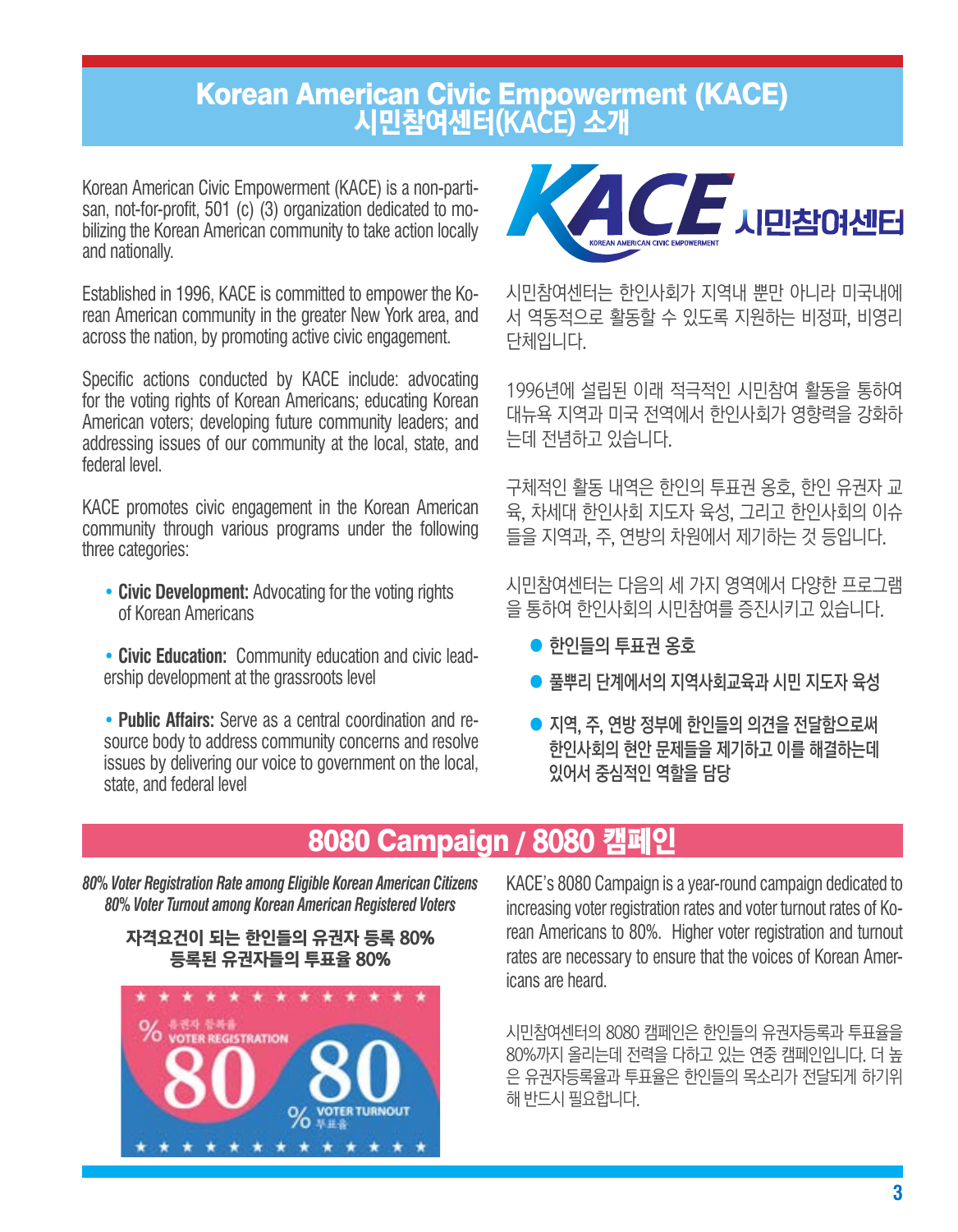# Korean American Civic Empowerment (KACE)
# 시민참여센터(KACE) 소개

Korean American Civic Empowerment (KACE) is a non-partisan, not-for-profit, 501 (c) (3) organization dedicated to mobilizing the Korean American community to take action locally and nationally.

Established in 1996, KACE is committed to empower the Korean American community in the greater New York area, and across the nation, by promoting active civic engagement.

Specific actions conducted by KACE include: advocating for the voting rights of Korean Americans; educating Korean American voters; developing future community leaders; and addressing issues of our community at the local, state, and federal level.

KACE promotes civic engagement in the Korean American community through various programs under the following three categories:

- **Civic Development:** Advocating for the voting rights of Korean Americans
- **Civic Education:** Community education and civic leadership development at the grassroots level
- **Public Affairs:** Serve as a central coordination and resource body to address community concerns and resolve issues by delivering our voice to government on the local, state, and federal level

KACE 시민참여센터
KOREAN AMERICAN CIVIC EMPOWERMENT

시민참여센터는 한인사회가 지역내 뿐만 아니라 미국내에서 역동적으로 활동할 수 있도록 지원하는 비정파, 비영리 단체입니다.

1996년에 설립된 이래 적극적인 시민참여 활동을 통하여 대뉴욕 지역과 미국 전역에서 한인사회가 영향력을 강화하는데 전념하고 있습니다.

구체적인 활동 내역은 한인의 투표권 옹호, 한인 유권자 교육, 차세대 한인사회 지도자 육성, 그리고 한인사회의 이슈들을 지역과, 주, 연방의 차원에서 제기하는 것 등입니다.

시민참여센터는 다음의 세 가지 영역에서 다양한 프로그램을 통하여 한인사회의 시민참여를 증진시키고 있습니다.

- **한인들의 투표권 옹호**
- **풀뿌리 단계에서의 지역사회교육과 시민 지도자 육성**
- **지역, 주, 연방 정부에 한인들의 의견을 전달함으로써 한인사회의 현안 문제들을 제기하고 이를 해결하는데 있어서 중심적인 역할을 담당**

## 8080 Campaign / 8080 캠페인

***80% Voter Registration Rate among Eligible Korean American Citizens***
***80% Voter Turnout among Korean American Registered Voters***

**자격요건이 되는 한인들의 유권자 등록 80%**
**등록된 유권자들의 투표율 80%**

80% 유권자 등록율 VOTER REGISTRATION
80% VOTER TURNOUT 투표율

KACE's 8080 Campaign is a year-round campaign dedicated to increasing voter registration rates and voter turnout rates of Korean Americans to 80%. Higher voter registration and turnout rates are necessary to ensure that the voices of Korean Americans are heard.

시민참여센터의 8080 캠페인은 한인들의 유권자등록과 투표율을 80%까지 올리는데 전력을 다하고 있는 연중 캠페인입니다. 더 높은 유권자등록율과 투표율은 한인들의 목소리가 전달되게 하기위해 반드시 필요합니다.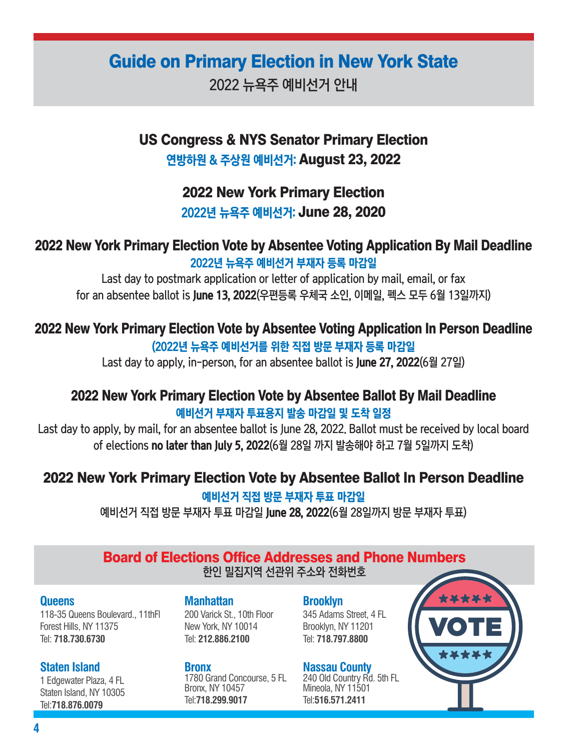# Guide on Primary Election in New York State

2022 뉴욕주 예비선거 안내

## US Congress & NYS Senator Primary Election

**연방하원 & 주상원 예비선거: August 23, 2022**

## 2022 New York Primary Election

**2022년 뉴욕주 예비선거: June 28, 2020**

### 2022 New York Primary Election Vote by Absentee Voting Application By Mail Deadline

**2022년 뉴욕주 예비선거 부재자 등록 마감일**

Last day to postmark application or letter of application by mail, email, or fax for an absentee ballot is **June 13, 2022**(우편등록 우체국 소인, 이메일, 펙스 모두 6월 13일까지)

### 2022 New York Primary Election Vote by Absentee Voting Application In Person Deadline

**(2022년 뉴욕주 예비선거를 위한 직접 방문 부재자 등록 마감일**

Last day to apply, in-person, for an absentee ballot is **June 27, 2022**(6월 27일)

### 2022 New York Primary Election Vote by Absentee Ballot By Mail Deadline

**예비선거 부재자 투표용지 발송 마감일 및 도착 일정**

Last day to apply, by mail, for an absentee ballot is June 28, 2022. Ballot must be received by local board of elections **no later than July 5, 2022**(6월 28일 까지 발송해야 하고 7월 5일까지 도착)

### 2022 New York Primary Election Vote by Absentee Ballot In Person Deadline

**예비선거 직접 방문 부재자 투표 마감일**

예비선거 직접 방문 부재자 투표 마감일 **June 28, 2022**(6월 28일까지 방문 부재자 투표)

## Board of Elections Office Addresses and Phone Numbers

한인 밀집지역 선관위 주소와 전화번호

**Queens**
118-35 Queens Boulevard., 11thFl
Forest Hills, NY 11375
Tel: **718.730.6730**

**Staten Island**
1 Edgewater Plaza, 4 FL
Staten Island, NY 10305
Tel:**718.876.0079**

**Manhattan**
200 Varick St., 10th Floor
New York, NY 10014
Tel: **212.886.2100**

**Bronx**
1780 Grand Concourse, 5 FL
Bronx, NY 10457
Tel:**718.299.9017**

**Brooklyn**
345 Adams Street, 4 FL
Brooklyn, NY 11201
Tel: **718.797.8800**

**Nassau County**
240 Old Country Rd. 5th FL
Mineola, NY 11501
Tel:**516.571.2411**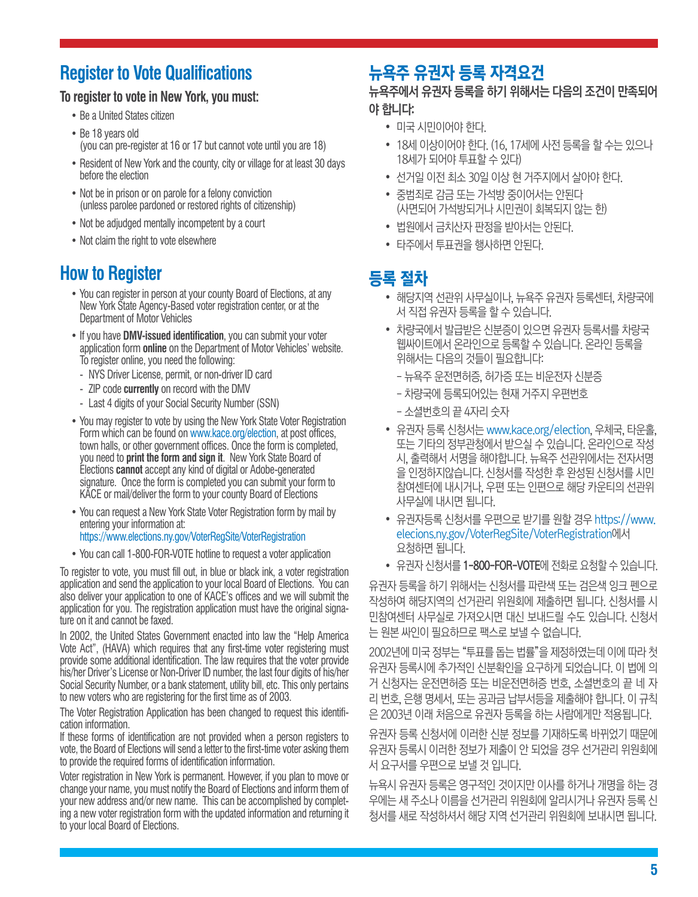## Register to Vote Qualifications

**To register to vote in New York, you must:**

- Be a United States citizen
- Be 18 years old
  (you can pre-register at 16 or 17 but cannot vote until you are 18)
- Resident of New York and the county, city or village for at least 30 days before the election
- Not be in prison or on parole for a felony conviction
  (unless parolee pardoned or restored rights of citizenship)
- Not be adjudged mentally incompetent by a court
- Not claim the right to vote elsewhere

## How to Register

- You can register in person at your county Board of Elections, at any New York State Agency-Based voter registration center, or at the Department of Motor Vehicles
- If you have **DMV-issued identification**, you can submit your voter application form **online** on the Department of Motor Vehicles' website. To register online, you need the following:
  - NYS Driver License, permit, or non-driver ID card
  - ZIP code **currently** on record with the DMV
  - Last 4 digits of your Social Security Number (SSN)
- You may register to vote by using the New York State Voter Registration Form which can be found on www.kace.org/election, at post offices, town halls, or other government offices. Once the form is completed, you need to **print the form and sign it**. New York State Board of Elections **cannot** accept any kind of digital or Adobe-generated signature. Once the form is completed you can submit your form to KACE or mail/deliver the form to your county Board of Elections
- You can request a New York State Voter Registration form by mail by entering your information at: https://www.elections.ny.gov/VoterRegSite/VoterRegistration
- You can call 1-800-FOR-VOTE hotline to request a voter application

To register to vote, you must fill out, in blue or black ink, a voter registration application and send the application to your local Board of Elections. You can also deliver your application to one of KACE's offices and we will submit the application for you. The registration application must have the original signature on it and cannot be faxed.

In 2002, the United States Government enacted into law the "Help America Vote Act", (HAVA) which requires that any first-time voter registering must provide some additional identification. The law requires that the voter provide his/her Driver's License or Non-Driver ID number, the last four digits of his/her Social Security Number, or a bank statement, utility bill, etc. This only pertains to new voters who are registering for the first time as of 2003.

The Voter Registration Application has been changed to request this identification information.

If these forms of identification are not provided when a person registers to vote, the Board of Elections will send a letter to the first-time voter asking them to provide the required forms of identification information.

Voter registration in New York is permanent. However, if you plan to move or change your name, you must notify the Board of Elections and inform them of your new address and/or new name. This can be accomplished by completing a new voter registration form with the updated information and returning it to your local Board of Elections.

## 뉴욕주 유권자 등록 자격요건

**뉴욕주에서 유권자 등록을 하기 위해서는 다음의 조건이 만족되어야 합니다:**

- 미국 시민이어야 한다.
- 18세 이상이어야 한다. (16, 17세에 사전 등록을 할 수는 있으나 18세가 되어야 투표할 수 있다)
- 선거일 이전 최소 30일 이상 현 거주지에서 살아야 한다.
- 중범죄로 감금 또는 가석방 중이어서는 안된다
  (사면되어 가석방되거나 시민권이 회복되지 않는 한)
- 법원에서 금치산자 판정을 받아서는 안된다.
- 타주에서 투표권을 행사하면 안된다.

## 등록 절차

- 해당지역 선관위 사무실이나, 뉴욕주 유권자 등록센터, 차량국에서 직접 유권자 등록을 할 수 있습니다.
- 차량국에서 발급받은 신분증이 있으면 유권자 등록서를 차량국 웹싸이트에서 온라인으로 등록할 수 있습니다. 온라인 등록을 위해서는 다음의 것들이 필요합니다:
  - 뉴욕주 운전면허증, 허가증 또는 비운전자 신분증
  - 차량국에 등록되어있는 현재 거주지 우편번호
  - 소셜번호의 끝 4자리 숫자
- 유권자 등록 신청서는 www.kace.org/election, 우체국, 타운홀, 또는 기타의 정부관청에서 받으실 수 있습니다. 온라인으로 작성 시, 출력해서 서명을 해야합니다. 뉴욕주 선관위에서는 전자서명을 인정하지않습니다. 신청서를 작성한 후 완성된 신청서를 시민참여센터에 내시거나, 우편 또는 인편으로 해당 카운티의 선관위 사무실에 내시면 됩니다.
- 유권자등록 신청서를 우편으로 받기를 원할 경우 https://www.elecions.ny.gov/VoterRegSite/VoterRegistration에서 요청하면 됩니다.
- 유권자 신청서를 1-800-FOR-VOTE에 전화로 요청할 수 있습니다.

유권자 등록을 하기 위해서는 신청서를 파란색 또는 검은색 잉크 펜으로 작성하여 해당지역의 선거관리 위원회에 제출하면 됩니다. 신청서를 시민참여센터 사무실로 가져오시면 대신 보내드릴 수도 있습니다. 신청서는 원본 싸인이 필요하므로 팩스로 보낼 수 없습니다.

2002년에 미국 정부는 "투표를 돕는 법률"을 제정하였는데 이에 따라 첫 유권자 등록시에 추가적인 신분확인을 요구하게 되었습니다. 이 법에 의거 신청자는 운전면허증 또는 비운전면허증 번호, 소셜번호의 끝 네 자리 번호, 은행 명세서, 또는 공과금 납부서등을 제출해야 합니다. 이 규칙은 2003년 이래 처음으로 유권자 등록을 하는 사람에게만 적용됩니다.

유권자 등록 신청서에 이러한 신분 정보를 기재하도록 바뀌었기 때문에 유권자 등록시 이러한 정보가 제출이 안 되었을 경우 선거관리 위원회에서 요구서를 우편으로 보낼 것 입니다.

뉴욕시 유권자 등록은 영구적인 것이지만 이사를 하거나 개명을 하는 경우에는 새 주소나 이름을 선거관리 위원회에 알리시거나 유권자 등록 신청서를 새로 작성하셔서 해당 지역 선거관리 위원회에 보내시면 됩니다.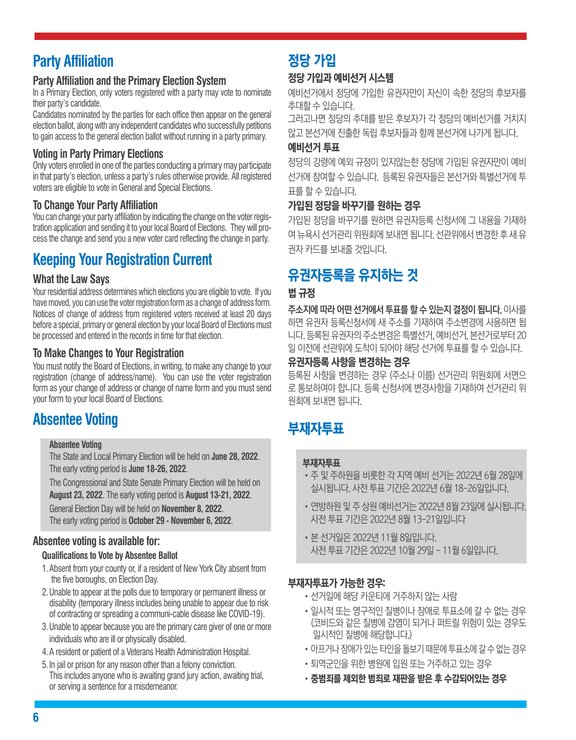# Party Affiliation

## Party Affiliation and the Primary Election System

In a Primary Election, only voters registered with a party may vote to nominate their party's candidate.

Candidates nominated by the parties for each office then appear on the general election ballot, along with any independent candidates who successfully petitions to gain access to the general election ballot without running in a party primary.

## Voting in Party Primary Elections

Only voters enrolled in one of the parties conducting a primary may participate in that party's election, unless a party's rules otherwise provide. All registered voters are eligible to vote in General and Special Elections.

## To Change Your Party Affiliation

You can change your party affiliation by indicating the change on the voter registration application and sending it to your local Board of Elections. They will process the change and send you a new voter card reflecting the change in party.

# Keeping Your Registration Current

## What the Law Says

Your residential address determines which elections you are eligible to vote. If you have moved, you can use the voter registration form as a change of address form. Notices of change of address from registered voters received at least 20 days before a special, primary or general election by your local Board of Elections must be processed and entered in the records in time for that election.

## To Make Changes to Your Registration

You must notify the Board of Elections, in writing, to make any change to your registration (change of address/name). You can use the voter registration form as your change of address or change of name form and you must send your form to your local Board of Elections.

# Absentee Voting

**Absentee Voting**

The State and Local Primary Election will be held on **June 28, 2022**. The early voting period is **June 18-26, 2022**.

The Congressional and State Senate Primary Election will be held on **August 23, 2022**. The early voting period is **August 13-21, 2022**.

General Election Day will be held on **November 8, 2022**. The early voting period is **October 29 - November 6, 2022**.

## Absentee voting is available for:

**Qualifications to Vote by Absentee Ballot**

1. Absent from your county or, if a resident of New York City absent from the five boroughs, on Election Day.
2. Unable to appear at the polls due to temporary or permanent illness or disability (temporary illness includes being unable to appear due to risk of contracting or spreading a communi-cable disease like COVID-19).
3. Unable to appear because you are the primary care giver of one or more individuals who are ill or physically disabled.
4. A resident or patient of a Veterans Health Administration Hospital.
5. In jail or prison for any reason other than a felony conviction. This includes anyone who is awaiting grand jury action, awaiting trial, or serving a sentence for a misdemeanor.

# 정당 가입

## 정당 가입과 예비선거 시스템

예비선거에서 정당에 가입한 유권자만이 자신이 속한 정당의 후보자를 추대할 수 있습니다.

그러고나면 정당의 추대를 받은 후보자가 각 정당의 예비선거를 거치지 않고 본선거에 진출한 독립 후보자들과 함께 본선거에 나가게 됩니다.

## 예비선거 투표

정당의 강령에 예외 규정이 있지않는한 정당에 가입된 유권자만이 예비선거에 참여할 수 있습니다. 등록된 유권자들은 본선거와 특별선거에 투표를 할 수 있습니다.

## 가입된 정당을 바꾸기를 원하는 경우

가입된 정당을 바꾸기를 원하면 유권자등록 신청서에 그 내용을 기재하여 뉴욕시 선거관리 위원회에 보내면 됩니다. 선관위에서 변경한 후 새 유권자 카드를 보내줄 것입니다.

# 유권자등록을 유지하는 것

## 법 규정

**주소지에 따라 어떤 선거에서 투표를 할 수 있는지 결정이 됩니다.** 이사를 하면 유권자 등록신청서에 새 주소를 기재하여 주소변경에 사용하면 됩니다. 등록된 유권자의 주소변경은 특별선거, 예비선거, 본선거로부터 20일 이전에 선관위에 도착이 되어야 해당 선거에 투표를 할 수 있습니다.

## 유권자등록 사항을 변경하는 경우

등록된 사항을 변경하는 경우 (주소나 이름) 선거관리 위원회에 서면으로 통보하여야 합니다. 등록 신청서에 변경사항을 기재하여 선거관리 위원회에 보내면 됩니다.

# 부재자투표

**부재자투표**

- 주 및 주하원을 비롯한 각 지역 예비 선거는 2022년 6월 28일에 실시됩니다. 사전 투표 기간은 2022년 6월 18-26일입니다.
- 연방하원 및 주 상원 예비선거는 2022년 8월 23일에 실시됩니다. 사전 투표 기간은 2022년 8월 13-21일입니다
- 본 선거일은 2022년 11월 8일입니다. 사전 투표 기간은 2022년 10월 29일 - 11월 6일입니다.

## 부재자투표가 가능한 경우:

- 선거일에 해당 카운티에 거주하지 않는 사람
- 일시적 또는 영구적인 질병이나 장애로 투표소에 갈 수 없는 경우 (코비드와 같은 질병에 감염이 되거나 퍼트릴 위험이 있는 경우도 일시적인 질병에 해당합니다.)
- 아프거나 장애가 있는 타인을 돌보기 때문에 투표소에 갈 수 없는 경우
- 퇴역군인을 위한 병원에 입원 또는 거주하고 있는 경우
- **중범죄를 제외한 범죄로 재판을 받은 후 수감되어있는 경우**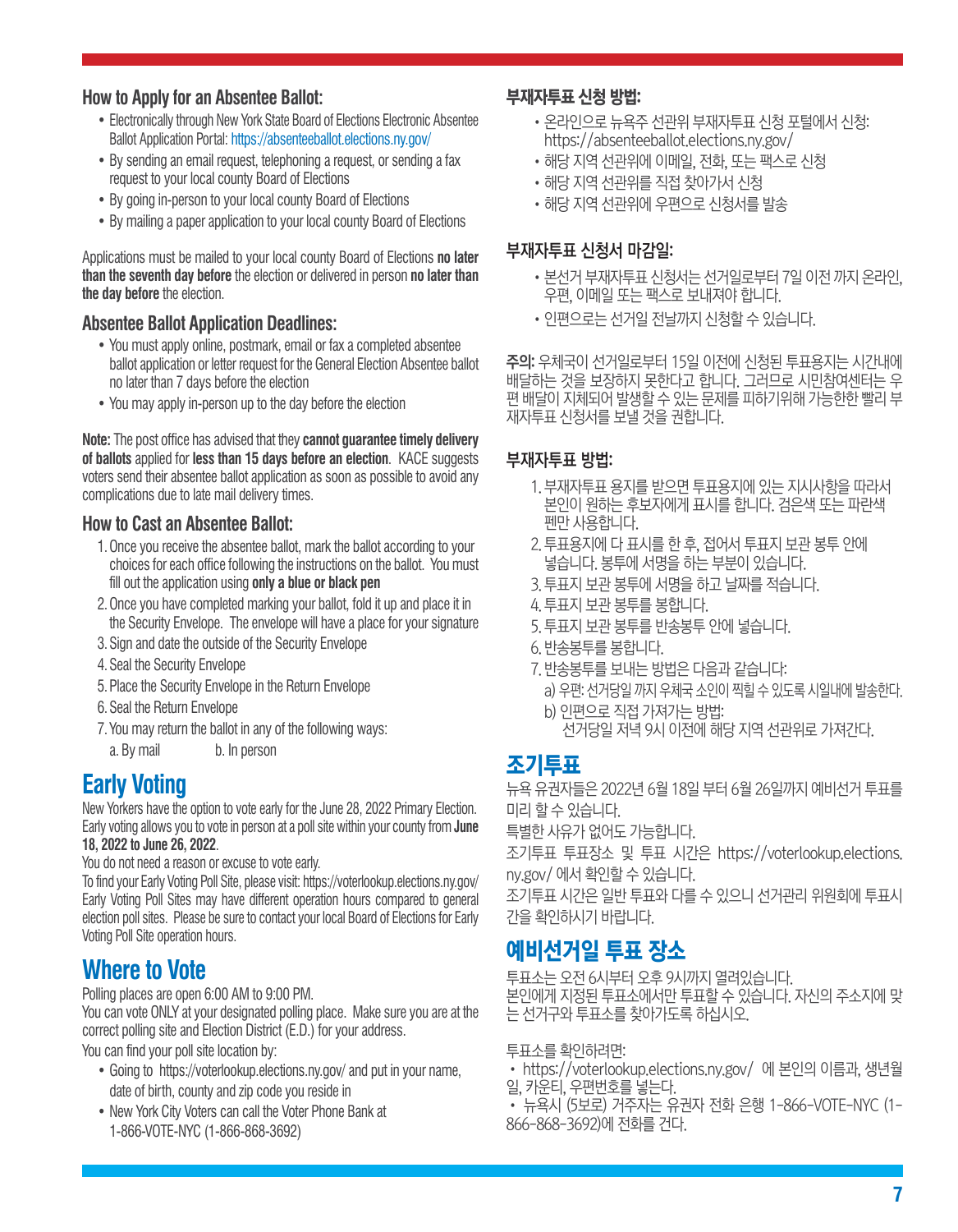### How to Apply for an Absentee Ballot:

- Electronically through New York State Board of Elections Electronic Absentee Ballot Application Portal: https://absenteeballot.elections.ny.gov/
- By sending an email request, telephoning a request, or sending a fax request to your local county Board of Elections
- By going in-person to your local county Board of Elections
- By mailing a paper application to your local county Board of Elections

Applications must be mailed to your local county Board of Elections **no later than the seventh day before** the election or delivered in person **no later than the day before** the election.

### Absentee Ballot Application Deadlines:

- You must apply online, postmark, email or fax a completed absentee ballot application or letter request for the General Election Absentee ballot no later than 7 days before the election
- You may apply in-person up to the day before the election

**Note:** The post office has advised that they **cannot guarantee timely delivery of ballots** applied for **less than 15 days before an election**. KACE suggests voters send their absentee ballot application as soon as possible to avoid any complications due to late mail delivery times.

### How to Cast an Absentee Ballot:

1. Once you receive the absentee ballot, mark the ballot according to your choices for each office following the instructions on the ballot. You must fill out the application using **only a blue or black pen**
2. Once you have completed marking your ballot, fold it up and place it in the Security Envelope. The envelope will have a place for your signature
3. Sign and date the outside of the Security Envelope
4. Seal the Security Envelope
5. Place the Security Envelope in the Return Envelope
6. Seal the Return Envelope
7. You may return the ballot in any of the following ways:
   a. By mail
   b. In person

## Early Voting

New Yorkers have the option to vote early for the June 28, 2022 Primary Election. Early voting allows you to vote in person at a poll site within your county from **June 18, 2022 to June 26, 2022**.

You do not need a reason or excuse to vote early.

To find your Early Voting Poll Site, please visit: https://voterlookup.elections.ny.gov/ Early Voting Poll Sites may have different operation hours compared to general election poll sites. Please be sure to contact your local Board of Elections for Early Voting Poll Site operation hours.

## Where to Vote

Polling places are open 6:00 AM to 9:00 PM.

You can vote ONLY at your designated polling place. Make sure you are at the correct polling site and Election District (E.D.) for your address.

You can find your poll site location by:

- Going to https://voterlookup.elections.ny.gov/ and put in your name, date of birth, county and zip code you reside in
- New York City Voters can call the Voter Phone Bank at 1-866-VOTE-NYC (1-866-868-3692)

### 부재자투표 신청 방법:

- 온라인으로 뉴욕주 선관위 부재자투표 신청 포털에서 신청: https://absenteeballot.elections.ny.gov/
- 해당 지역 선관위에 이메일, 전화, 또는 팩스로 신청
- 해당 지역 선관위를 직접 찾아가서 신청
- 해당 지역 선관위에 우편으로 신청서를 발송

### 부재자투표 신청서 마감일:

- 본선거 부재자투표 신청서는 선거일로부터 7일 이전 까지 온라인, 우편, 이메일 또는 팩스로 보내져야 합니다.
- 인편으로는 선거일 전날까지 신청할 수 있습니다.

**주의:** 우체국이 선거일로부터 15일 이전에 신청된 투표용지는 시간내에 배달하는 것을 보장하지 못한다고 합니다. 그러므로 시민참여센터는 우편 배달이 지체되어 발생할 수 있는 문제를 피하기위해 가능한 빨리 부재자투표 신청서를 보낼 것을 권합니다.

### 부재자투표 방법:

1. 부재자투표 용지를 받으면 투표용지에 있는 지시사항을 따라서 본인이 원하는 후보자에게 표시를 합니다. 검은색 또는 파란색 펜만 사용합니다.
2. 투표용지에 다 표시를 한 후, 접어서 투표지 보관 봉투 안에 넣습니다. 봉투에 서명을 하는 부분이 있습니다.
3. 투표지 보관 봉투에 서명을 하고 날짜를 적습니다.
4. 투표지 보관 봉투를 봉합니다.
5. 투표지 보관 봉투를 반송봉투 안에 넣습니다.
6. 반송봉투를 봉합니다.
7. 반송봉투를 보내는 방법은 다음과 같습니다:
   a) 우편: 선거당일 까지 우체국 소인이 찍힐 수 있도록 시일내에 발송한다.
   b) 인편으로 직접 가져가는 방법: 선거당일 저녁 9시 이전에 해당 지역 선관위로 가져간다.

## 조기투표

뉴욕 유권자들은 2022년 6월 18일 부터 6월 26일까지 예비선거 투표를 미리 할 수 있습니다.

특별한 사유가 없어도 가능합니다.

조기투표 투표장소 및 투표 시간은 https://voterlookup.elections.ny.gov/ 에서 확인할 수 있습니다.

조기투표 시간은 일반 투표와 다를 수 있으니 선거관리 위원회에 투표시간을 확인하시기 바랍니다.

## 예비선거일 투표 장소

투표소는 오전 6시부터 오후 9시까지 열려있습니다.

본인에게 지정된 투표소에서만 투표할 수 있습니다. 자신의 주소지에 맞는 선거구와 투표소를 찾아가도록 하십시오.

투표소를 확인하려면:

- https://voterlookup.elections.ny.gov/ 에 본인의 이름과, 생년월일, 카운티, 우편번호를 넣는다.
- 뉴욕시 (5보로) 거주자는 유권자 전화 은행 1-866-VOTE-NYC (1-866-868-3692)에 전화를 건다.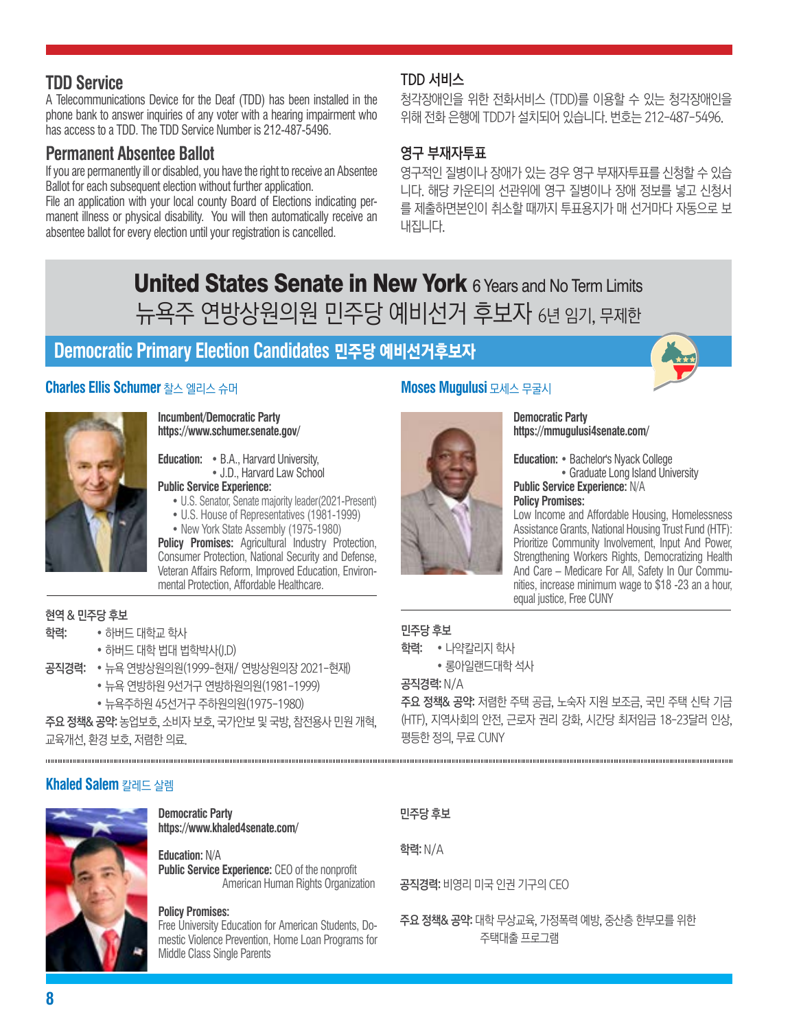## TDD Service

A Telecommunications Device for the Deaf (TDD) has been installed in the phone bank to answer inquiries of any voter with a hearing impairment who has access to a TDD. The TDD Service Number is 212-487-5496.

## TDD 서비스

청각장애인을 위한 전화서비스 (TDD)를 이용할 수 있는 청각장애인을 위해 전화 은행에 TDD가 설치되어 있습니다. 번호는 212-487-5496.

## Permanent Absentee Ballot

If you are permanently ill or disabled, you have the right to receive an Absentee Ballot for each subsequent election without further application.
File an application with your local county Board of Elections indicating permanent illness or physical disability. You will then automatically receive an absentee ballot for every election until your registration is cancelled.

## 영구 부재자투표

영구적인 질병이나 장애가 있는 경우 영구 부재자투표를 신청할 수 있습니다. 해당 카운티의 선관위에 영구 질병이나 장애 정보를 넣고 신청서를 제출하면본인이 취소할 때까지 투표용지가 매 선거마다 자동으로 보내집니다.

# United States Senate in New York 6 Years and No Term Limits
# 뉴욕주 연방상원의원 민주당 예비선거 후보자 6년 임기, 무제한

## Democratic Primary Election Candidates 민주당 예비선거후보자

### Charles Ellis Schumer 찰스 엘리스 슈머

**Incumbent/Democratic Party**
**https://www.schumer.senate.gov/**

**Education:**
- B.A., Harvard University,
- J.D., Harvard Law School

**Public Service Experience:**
- U.S. Senator, Senate majority leader(2021-Present)
- U.S. House of Representatives (1981-1999)
- New York State Assembly (1975-1980)

**Policy Promises:** Agricultural Industry Protection, Consumer Protection, National Security and Defense, Veteran Affairs Reform, Improved Education, Environmental Protection, Affordable Healthcare.

**현역 & 민주당 후보**

**학력:**
- 하버드 대학교 학사
- 하버드 대학 법대 법학박사(J.D)

**공직경력:**
- 뉴욕 연방상원의원(1999-현재/ 연방상원의장 2021-현재)
- 뉴욕 연방하원 9선거구 연방하원의원(1981-1999)
- 뉴욕주하원 45선거구 주하원의원(1975-1980)

**주요 정책& 공약:** 농업보호, 소비자 보호, 국가안보 및 국방, 참전용사 민원 개혁, 교육개선, 환경 보호, 저렴한 의료.

### Moses Mugulusi 모세스 무굴시

**Democratic Party**
**https://mmugulusi4senate.com/**

**Education:**
- Bachelor's Nyack College
- Graduate Long Island University

**Public Service Experience:** N/A

**Policy Promises:**
Low Income and Affordable Housing, Homelessness Assistance Grants, National Housing Trust Fund (HTF): Prioritize Community Involvement, Input And Power, Strengthening Workers Rights, Democratizing Health And Care – Medicare For All, Safety In Our Communities, increase minimum wage to $18 -23 an a hour, equal justice, Free CUNY

**민주당 후보**

**학력:**
- 나약칼리지 학사
- 롱아일랜드대학 석사

**공직경력:** N/A

**주요 정책& 공약:** 저렴한 주택 공급, 노숙자 지원 보조금, 국민 주택 신탁 기금 (HTF), 지역사회의 안전, 근로자 권리 강화, 시간당 최저임금 18-23달러 인상, 평등한 정의, 무료 CUNY

### Khaled Salem 칼레드 살렘

**Democratic Party**
**https://www.khaled4senate.com/**

**Education:** N/A

**Public Service Experience:** CEO of the nonprofit American Human Rights Organization

**Policy Promises:**
Free University Education for American Students, Domestic Violence Prevention, Home Loan Programs for Middle Class Single Parents

**민주당 후보**

**학력:** N/A

**공직경력:** 비영리 미국 인권 기구의 CEO

**주요 정책& 공약:** 대학 무상교육, 가정폭력 예방, 중산층 한부모를 위한 주택대출 프로그램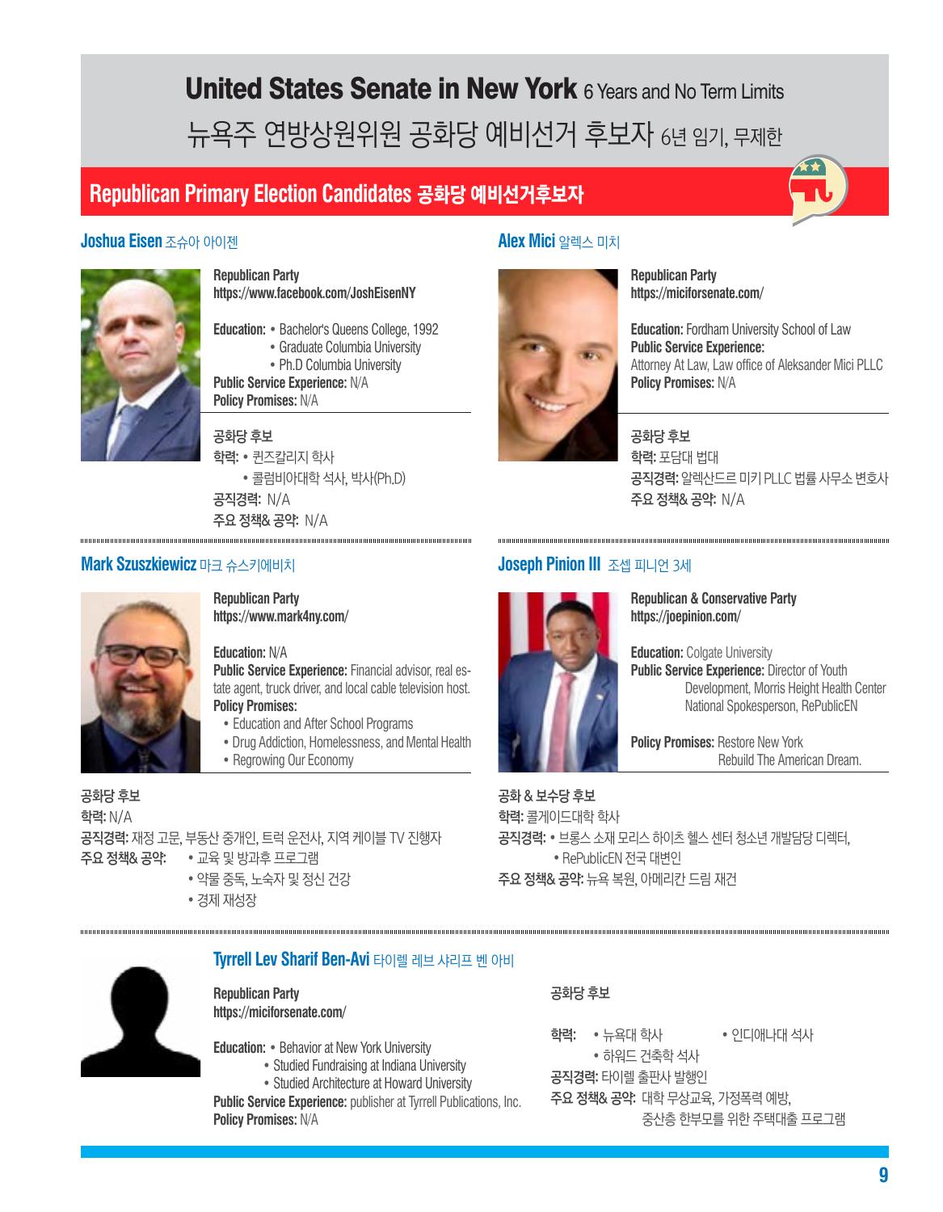# United States Senate in New York 6 Years and No Term Limits

# 뉴욕주 연방상원위원 공화당 예비선거 후보자 6년 임기, 무제한

## Republican Primary Election Candidates 공화당 예비선거후보자

### Joshua Eisen 조슈아 아이젠

**Republican Party**
**https://www.facebook.com/JoshEisenNY**

**Education:**
- Bachelor's Queens College, 1992
- Graduate Columbia University
- Ph.D Columbia University

**Public Service Experience:** N/A
**Policy Promises:** N/A

**공화당 후보**
**학력:**
- 퀸즈칼리지 학사
- 콜럼비아대학 석사, 박사(Ph.D)

**공직경력:** N/A
**주요 정책& 공약:** N/A

### Alex Mici 알렉스 미치

**Republican Party**
**https://miciforsenate.com/**

**Education:** Fordham University School of Law
**Public Service Experience:**
Attorney At Law, Law office of Aleksander Mici PLLC
**Policy Promises:** N/A

**공화당 후보**
**학력:** 포담대 법대
**공직경력:** 알렉산드르 미키 PLLC 법률 사무소 변호사
**주요 정책& 공약:** N/A

### Mark Szuszkiewicz 마크 슈스키에비치

**Republican Party**
**https://www.mark4ny.com/**

**Education:** N/A
**Public Service Experience:** Financial advisor, real estate agent, truck driver, and local cable television host.
**Policy Promises:**
- Education and After School Programs
- Drug Addiction, Homelessness, and Mental Health
- Regrowing Our Economy

**공화당 후보**
**학력:** N/A
**공직경력:** 재정 고문, 부동산 중개인, 트럭 운전사, 지역 케이블 TV 진행자
**주요 정책& 공약:**
- 교육 및 방과후 프로그램
- 약물 중독, 노숙자 및 정신 건강
- 경제 재성장

### Joseph Pinion III 조셉 피니언 3세

**Republican & Conservative Party**
**https://joepinion.com/**

**Education:** Colgate University
**Public Service Experience:** Director of Youth Development, Morris Height Health Center
National Spokesperson, RePublicEN

**Policy Promises:** Restore New York
Rebuild The American Dream.

**공화 & 보수당 후보**
**학력:** 콜게이드대학 학사
**공직경력:**
- 브롱스 소재 모리스 하이츠 헬스 센터 청소년 개발담당 디렉터,
- RePublicEN 전국 대변인

**주요 정책& 공약:** 뉴욕 복원, 아메리칸 드림 재건

### Tyrrell Lev Sharif Ben-Avi 타이렐 레브 샤리프 벤 아비

**Republican Party**
**https://miciforsenate.com/**

**Education:**
- Behavior at New York University
- Studied Fundraising at Indiana University
- Studied Architecture at Howard University

**Public Service Experience:** publisher at Tyrrell Publications, Inc.
**Policy Promises:** N/A

**공화당 후보**

**학력:**
- 뉴욕대 학사
- 인디애나대 석사
- 하워드 건축학 석사

**공직경력:** 타이렐 출판사 발행인
**주요 정책& 공약:** 대학 무상교육, 가정폭력 예방, 중산층 한부모를 위한 주택대출 프로그램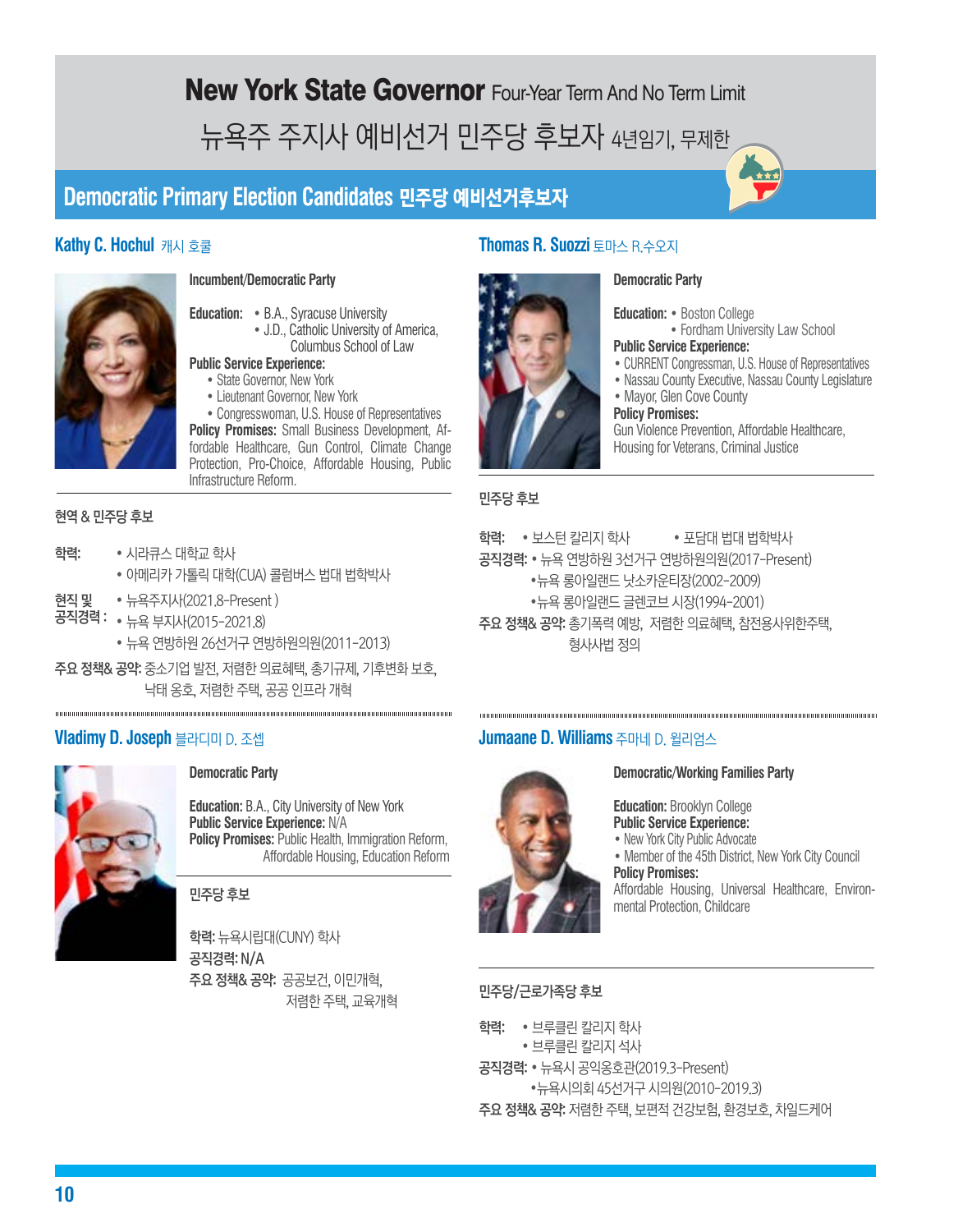# New York State Governor Four-Year Term And No Term Limit

# 뉴욕주 주지사 예비선거 민주당 후보자 4년임기, 무제한

## Democratic Primary Election Candidates 민주당 예비선거후보자

### Kathy C. Hochul 캐시 호쿨

**Incumbent/Democratic Party**

**Education:**
- B.A., Syracuse University
- J.D., Catholic University of America, Columbus School of Law

**Public Service Experience:**
- State Governor, New York
- Lieutenant Governor, New York
- Congresswoman, U.S. House of Representatives

**Policy Promises:** Small Business Development, Affordable Healthcare, Gun Control, Climate Change Protection, Pro-Choice, Affordable Housing, Public Infrastructure Reform.

**현역 & 민주당 후보**

**학력:**
- 시라큐스 대학교 학사
- 아메리카 가톨릭 대학(CUA) 콜럼버스 법대 법학박사

**현직 및 공직경력 :**
- 뉴욕주지사(2021.8-Present )
- 뉴욕 부지사(2015-2021.8)
- 뉴욕 연방하원 26선거구 연방하원의원(2011-2013)

**주요 정책& 공약:** 중소기업 발전, 저렴한 의료혜택, 총기규제, 기후변화 보호, 낙태 옹호, 저렴한 주택, 공공 인프라 개혁

### Thomas R. Suozzi 토마스 R.수오지

**Democratic Party**

**Education:**
- Boston College
- Fordham University Law School

**Public Service Experience:**
- CURRENT Congressman, U.S. House of Representatives
- Nassau County Executive, Nassau County Legislature
- Mayor, Glen Cove County

**Policy Promises:**
Gun Violence Prevention, Affordable Healthcare, Housing for Veterans, Criminal Justice

**민주당 후보**

**학력:** • 보스턴 칼리지 학사 • 포담대 법대 법학박사

**공직경력:**
- 뉴욕 연방하원 3선거구 연방하원의원(2017-Present)
- 뉴욕 롱아일랜드 낫소카운티장(2002-2009)
- 뉴욕 롱아일랜드 글렌코브 시장(1994-2001)

**주요 정책& 공약:** 총기폭력 예방, 저렴한 의료혜택, 참전용사위한주택, 형사사법 정의

### Vladimy D. Joseph 블라디미 D. 조셉

**Democratic Party**

**Education:** B.A., City University of New York
**Public Service Experience:** N/A
**Policy Promises:** Public Health, Immigration Reform, Affordable Housing, Education Reform

**민주당 후보**

**학력:** 뉴욕시립대(CUNY) 학사
**공직경력:** N/A
**주요 정책& 공약:** 공공보건, 이민개혁, 저렴한 주택, 교육개혁

### Jumaane D. Williams 주마네 D. 윌리엄스

**Democratic/Working Families Party**

**Education:** Brooklyn College

**Public Service Experience:**
- New York City Public Advocate
- Member of the 45th District, New York City Council

**Policy Promises:**
Affordable Housing, Universal Healthcare, Environmental Protection, Childcare

**민주당/근로가족당 후보**

**학력:**
- 브루클린 칼리지 학사
- 브루클린 칼리지 석사

**공직경력:**
- 뉴욕시 공익옹호관(2019.3-Present)
- 뉴욕시의회 45선거구 시의원(2010-2019.3)

**주요 정책& 공약:** 저렴한 주택, 보편적 건강보험, 환경보호, 차일드케어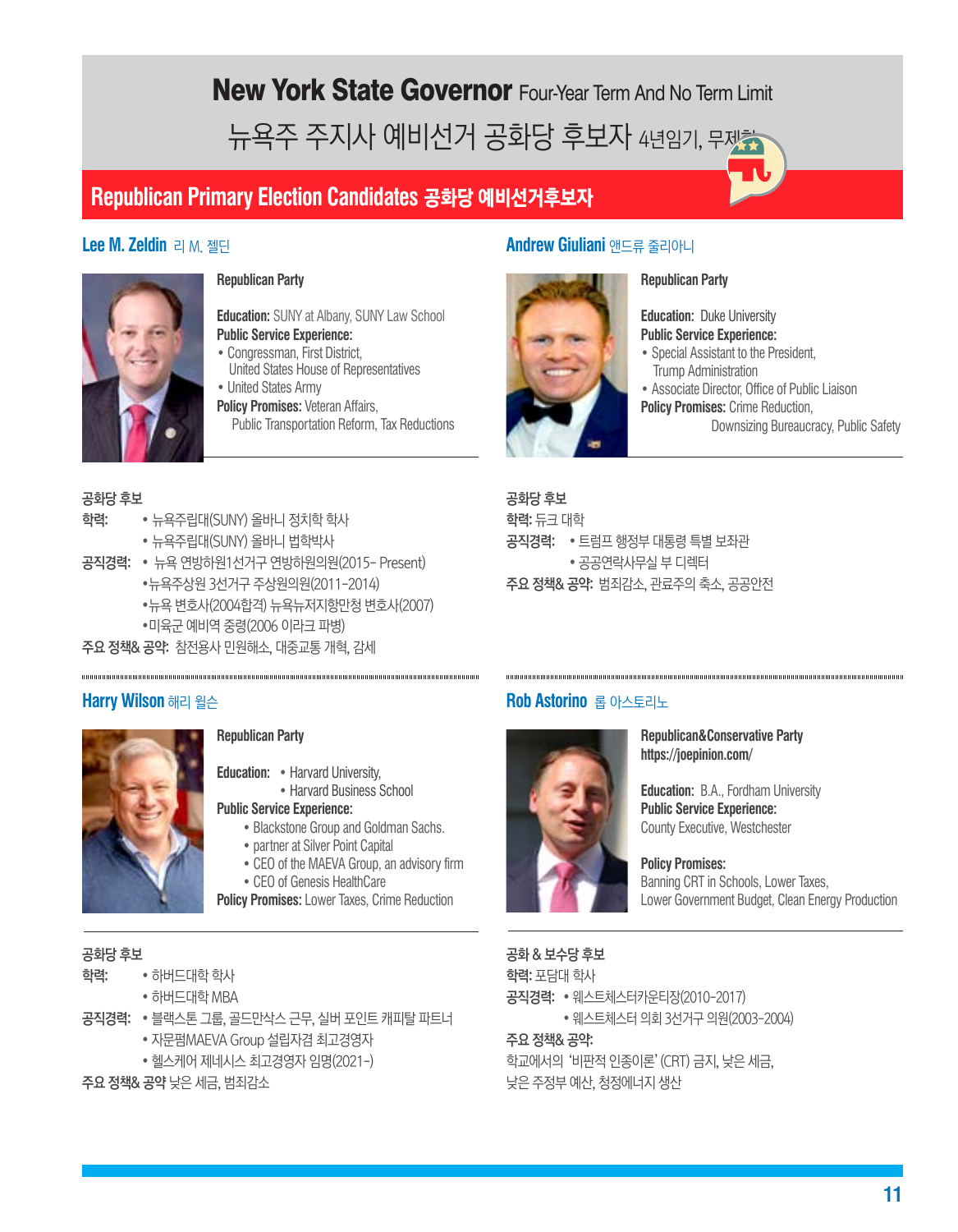# New York State Governor Four-Year Term And No Term Limit

## 뉴욕주 주지사 예비선거 공화당 후보자 4년임기, 무제한

## Republican Primary Election Candidates 공화당 예비선거후보자

### Lee M. Zeldin 리 M. 젤딘

**Republican Party**

**Education:** SUNY at Albany, SUNY Law School
**Public Service Experience:**
- Congressman, First District, United States House of Representatives
- United States Army

**Policy Promises:** Veteran Affairs, Public Transportation Reform, Tax Reductions

공화당 후보
**학력:**
- 뉴욕주립대(SUNY) 올바니 정치학 학사
- 뉴욕주립대(SUNY) 올바니 법학박사

**공직경력:**
- 뉴욕 연방하원1선거구 연방하원의원(2015- Present)
- 뉴욕주상원 3선거구 주상원의원(2011-2014)
- 뉴욕 변호사(2004합격) 뉴욕뉴저지항만청 변호사(2007)
- 미육군 예비역 중령(2006 이라크 파병)

**주요 정책& 공약:** 참전용사 민원해소, 대중교통 개혁, 감세

### Andrew Giuliani 앤드류 줄리아니

**Republican Party**

**Education:** Duke University
**Public Service Experience:**
- Special Assistant to the President, Trump Administration
- Associate Director, Office of Public Liaison

**Policy Promises:** Crime Reduction, Downsizing Bureaucracy, Public Safety

공화당 후보
**학력:** 듀크 대학
**공직경력:**
- 트럼프 행정부 대통령 특별 보좌관
- 공공연락사무실 부 디렉터

**주요 정책& 공약:** 범죄감소, 관료주의 축소, 공공안전

### Harry Wilson 해리 윌슨

**Republican Party**

**Education:**
- Harvard University,
- Harvard Business School

**Public Service Experience:**
- Blackstone Group and Goldman Sachs.
- partner at Silver Point Capital
- CEO of the MAEVA Group, an advisory firm
- CEO of Genesis HealthCare

**Policy Promises:** Lower Taxes, Crime Reduction

공화당 후보
**학력:**
- 하버드대학 학사
- 하버드대학 MBA

**공직경력:**
- 블랙스톤 그룹, 골드만삭스 근무, 실버 포인트 캐피탈 파트너
- 자문펌MAEVA Group 설립자겸 최고경영자
- 헬스케어 제네시스 최고경영자 임명(2021-)

**주요 정책& 공약** 낮은 세금, 범죄감소

### Rob Astorino 롭 아스토리노

**Republican&Conservative Party**
https://joepinion.com/

**Education:** B.A., Fordham University
**Public Service Experience:**
County Executive, Westchester

**Policy Promises:**
Banning CRT in Schools, Lower Taxes, Lower Government Budget, Clean Energy Production

공화 & 보수당 후보
**학력:** 포담대 학사
**공직경력:**
- 웨스트체스터카운티장(2010-2017)
- 웨스트체스터 의회 3선거구 의원(2003-2004)

**주요 정책& 공약:**
학교에서의 '비판적 인종이론' (CRT) 금지, 낮은 세금, 낮은 주정부 예산, 청정에너지 생산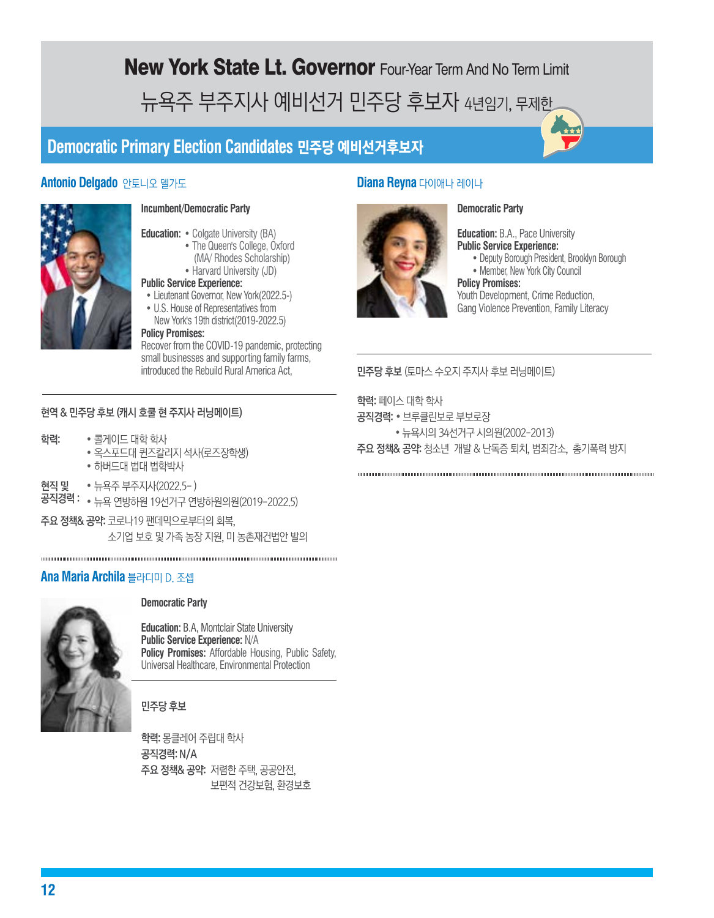# New York State Lt. Governor Four-Year Term And No Term Limit

# 뉴욕주 부주지사 예비선거 민주당 후보자 4년임기, 무제한

## Democratic Primary Election Candidates 민주당 예비선거후보자

### Antonio Delgado 안토니오 델가도

**Incumbent/Democratic Party**

**Education:**
- Colgate University (BA)
- The Queen's College, Oxford (MA/ Rhodes Scholarship)
- Harvard University (JD)

**Public Service Experience:**
- Lieutenant Governor, New York(2022.5-)
- U.S. House of Representatives from New York's 19th district(2019-2022.5)

**Policy Promises:**
Recover from the COVID-19 pandemic, protecting small businesses and supporting family farms, introduced the Rebuild Rural America Act,

**현역 & 민주당 후보 (캐시 호쿨 현 주지사 러닝메이트)**

**학력:**
- 콜게이드 대학 학사
- 옥스포드대 퀸즈칼리지 석사(로즈장학생)
- 하버드대 법대 법학박사

**현직 및 공직경력 :**
- 뉴욕주 부주지사(2022.5- )
- 뉴욕 연방하원 19선거구 연방하원의원(2019-2022.5)

**주요 정책& 공약:** 코로나19 팬데믹으로부터의 회복, 소기업 보호 및 가족 농장 지원, 미 농촌재건법안 발의

### Ana Maria Archila 블라디미 D. 조셉

**Democratic Party**

**Education:** B.A, Montclair State University
**Public Service Experience:** N/A
**Policy Promises:** Affordable Housing, Public Safety, Universal Healthcare, Environmental Protection

**민주당 후보**

**학력:** 몽클레어 주립대 학사
**공직경력:** N/A
**주요 정책& 공약:** 저렴한 주택, 공공안전, 보편적 건강보험, 환경보호

### Diana Reyna 다이애나 레이나

**Democratic Party**

**Education:** B.A., Pace University
**Public Service Experience:**
- Deputy Borough President, Brooklyn Borough
- Member, New York City Council

**Policy Promises:**
Youth Development, Crime Reduction, Gang Violence Prevention, Family Literacy

**민주당 후보** (토마스 수오지 주지사 후보 러닝메이트)

**학력:** 페이스 대학 학사
**공직경력:**
- 브루클린보로 부보로장
- 뉴욕시의 34선거구 시의원(2002-2013)

**주요 정책& 공약:** 청소년 개발 & 난독증 퇴치, 범죄감소, 총기폭력 방지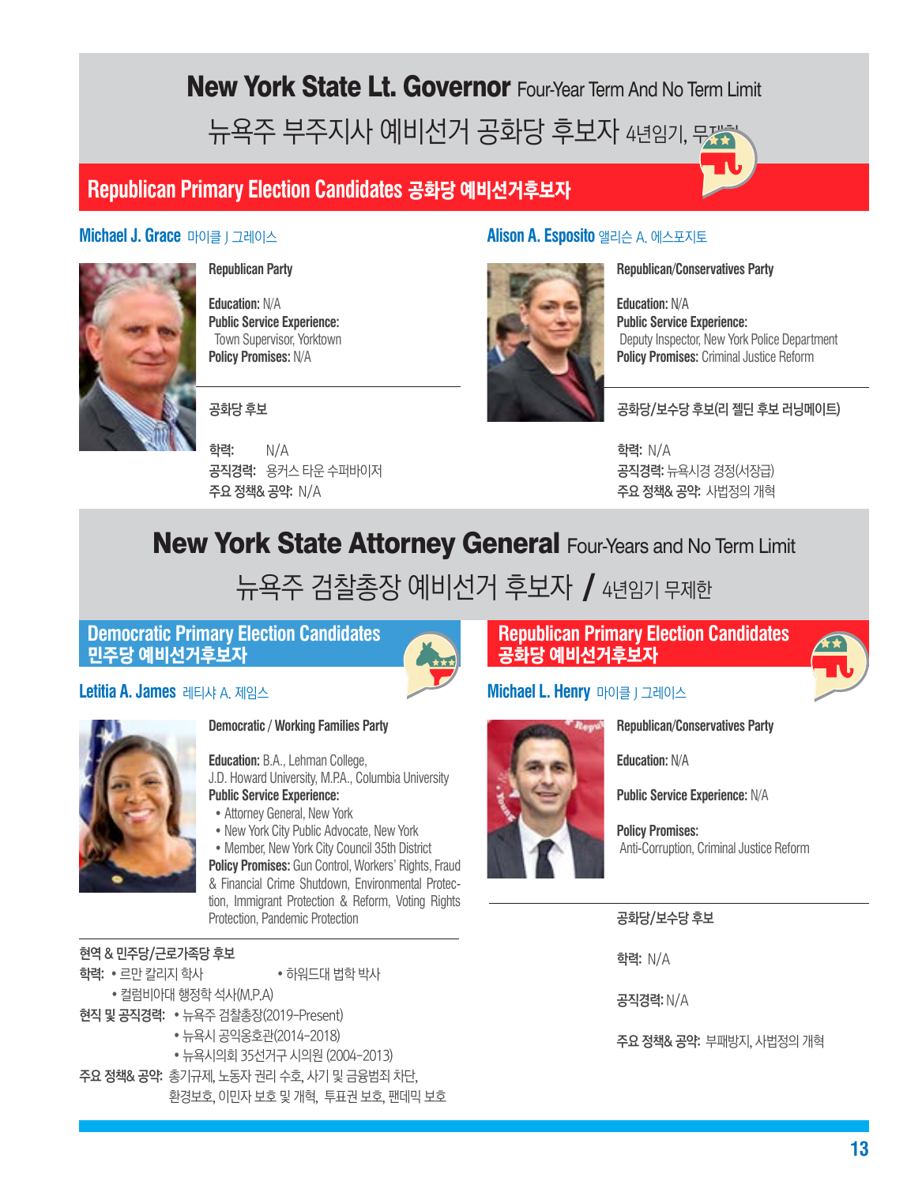# New York State Lt. Governor Four-Year Term And No Term Limit

# 뉴욕주 부주지사 예비선거 공화당 후보자 4년임기, 무제한

## Republican Primary Election Candidates 공화당 예비선거후보자

### Michael J. Grace 마이클 J 그레이스

**Republican Party**

**Education:** N/A
**Public Service Experience:**
Town Supervisor, Yorktown
**Policy Promises:** N/A

**공화당 후보**

**학력:** N/A
**공직경력:** 욯커스 타운 수퍼바이저
**주요 정책& 공약:** N/A

### Alison A. Esposito 앨리슨 A. 에스포지토

**Republican/Conservatives Party**

**Education:** N/A
**Public Service Experience:**
Deputy Inspector, New York Police Department
**Policy Promises:** Criminal Justice Reform

**공화당/보수당 후보(리 젤딘 후보 러닝메이트)**

**학력:** N/A
**공직경력:** 뉴욕시경 경정(서장급)
**주요 정책& 공약:** 사법정의 개혁

# New York State Attorney General Four-Years and No Term Limit

# 뉴욕주 검찰총장 예비선거 후보자 / 4년임기 무제한

## Democratic Primary Election Candidates 민주당 예비선거후보자

### Letitia A. James 레티샤 A. 제임스

**Democratic / Working Families Party**

**Education:** B.A., Lehman College, J.D. Howard University, M.P.A., Columbia University
**Public Service Experience:**
- Attorney General, New York
- New York City Public Advocate, New York
- Member, New York City Council 35th District

**Policy Promises:** Gun Control, Workers' Rights, Fraud & Financial Crime Shutdown, Environmental Protection, Immigrant Protection & Reform, Voting Rights Protection, Pandemic Protection

**현역 & 민주당/근로가족당 후보**

**학력:** • 르만 칼리지 학사 • 하워드대 법학 박사
• 컬럼비아대 행정학 석사(M.P.A)

**현직 및 공직경력:** • 뉴욕주 검찰총장(2019-Present)
• 뉴욕시 공익옹호관(2014-2018)
• 뉴욕시의회 35선거구 시의원 (2004-2013)

**주요 정책& 공약:** 총기규제, 노동자 권리 수호, 사기 및 금융범죄 차단, 환경보호, 이민자 보호 및 개혁, 투표권 보호, 팬데믹 보호

## Republican Primary Election Candidates 공화당 예비선거후보자

### Michael L. Henry 마이클 J 그레이스

**Republican/Conservatives Party**

**Education:** N/A

**Public Service Experience:** N/A

**Policy Promises:**
Anti-Corruption, Criminal Justice Reform

**공화당/보수당 후보**

**학력:** N/A

**공직경력:** N/A

**주요 정책& 공약:** 부패방지, 사법정의 개혁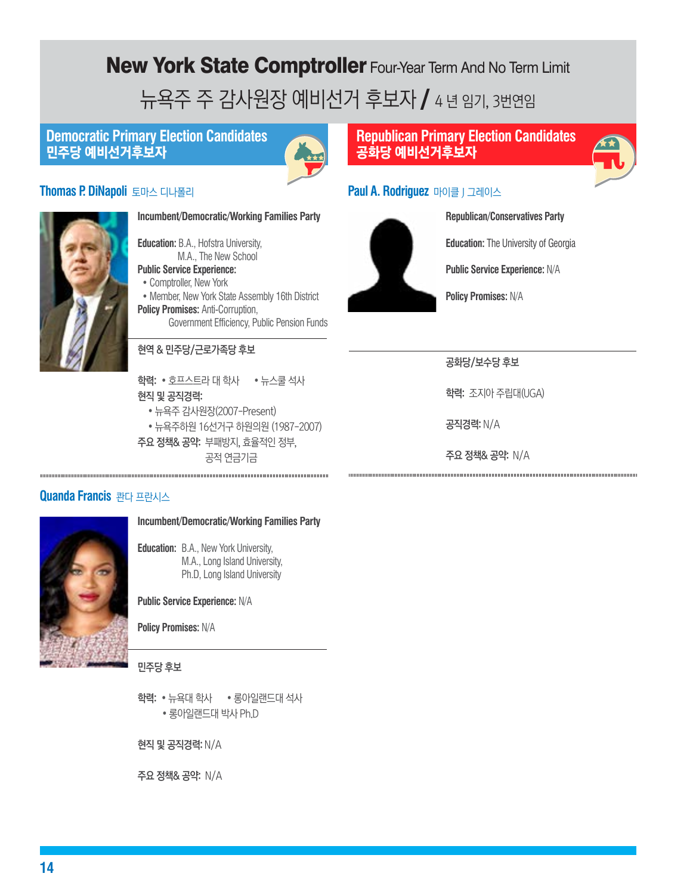# New York State Comptroller Four-Year Term And No Term Limit

## 뉴욕주 주 감사원장 예비선거 후보자 / 4 년 임기, 3번연임

## Democratic Primary Election Candidates 민주당 예비선거후보자

### Thomas P. DiNapoli 토마스 디나폴리

**Incumbent/Democratic/Working Families Party**

**Education:** B.A., Hofstra University,
M.A., The New School

**Public Service Experience:**

- Comptroller, New York
- Member, New York State Assembly 16th District

**Policy Promises:** Anti-Corruption, Government Efficiency, Public Pension Funds

**현역 & 민주당/근로가족당 후보**

**학력:** • 호프스트라 대 학사 • 뉴스쿨 석사

**현직 및 공직경력:**

- 뉴욕주 감사원장(2007-Present)
- 뉴욕주하원 16선거구 하원의원 (1987-2007)

**주요 정책& 공약:** 부패방지, 효율적인 정부, 공적 연금기금

### Quanda Francis 콴다 프란시스

**Incumbent/Democratic/Working Families Party**

**Education:** B.A., New York University,
M.A., Long Island University,
Ph.D, Long Island University

**Public Service Experience:** N/A

**Policy Promises:** N/A

**민주당 후보**

**학력:** • 뉴욕대 학사 • 롱아일랜드대 석사
• 롱아일랜드대 박사 Ph.D

**현직 및 공직경력:** N/A

**주요 정책& 공약:** N/A

## Republican Primary Election Candidates 공화당 예비선거후보자

### Paul A. Rodriguez 마이클 J 그레이스

**Republican/Conservatives Party**

**Education:** The University of Georgia

**Public Service Experience:** N/A

**Policy Promises:** N/A

**공화당/보수당 후보**

**학력:** 조지아 주립대(UGA)

**공직경력:** N/A

**주요 정책& 공약:** N/A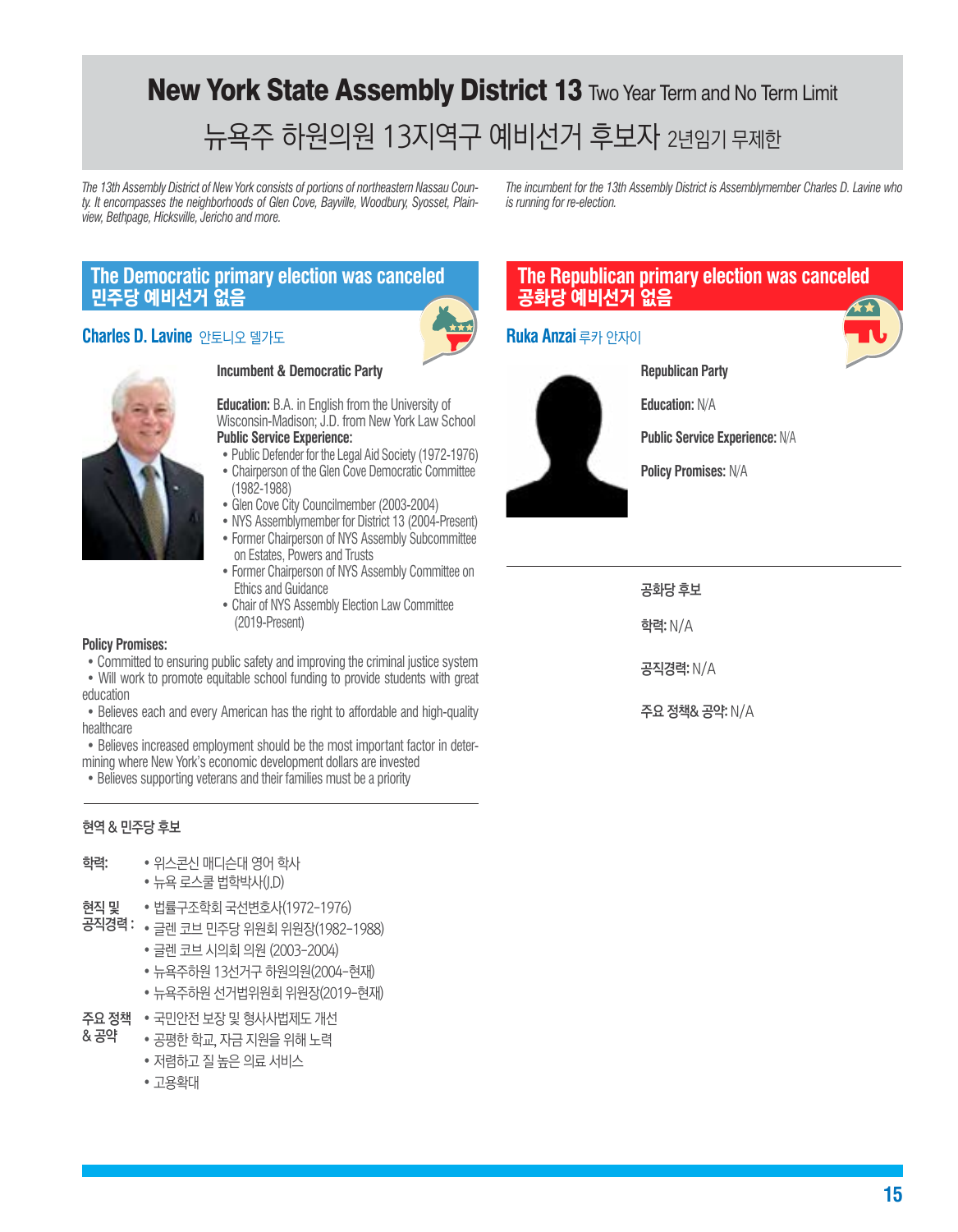# New York State Assembly District 13 Two Year Term and No Term Limit

# 뉴욕주 하원의원 13지역구 예비선거 후보자 2년임기 무제한

*The 13th Assembly District of New York consists of portions of northeastern Nassau County. It encompasses the neighborhoods of Glen Cove, Bayville, Woodbury, Syosset, Plainview, Bethpage, Hicksville, Jericho and more.*

*The incumbent for the 13th Assembly District is Assemblymember Charles D. Lavine who is running for re-election.*

## The Democratic primary election was canceled
## 민주당 예비선거 없음

### Charles D. Lavine 안토니오 델가도

**Incumbent & Democratic Party**

**Education:** B.A. in English from the University of Wisconsin-Madison; J.D. from New York Law School

**Public Service Experience:**

- Public Defender for the Legal Aid Society (1972-1976)
- Chairperson of the Glen Cove Democratic Committee (1982-1988)
- Glen Cove City Councilmember (2003-2004)
- NYS Assemblymember for District 13 (2004-Present)
- Former Chairperson of NYS Assembly Subcommittee on Estates, Powers and Trusts
- Former Chairperson of NYS Assembly Committee on Ethics and Guidance
- Chair of NYS Assembly Election Law Committee (2019-Present)

**Policy Promises:**

- Committed to ensuring public safety and improving the criminal justice system
- Will work to promote equitable school funding to provide students with great education
- Believes each and every American has the right to affordable and high-quality healthcare
- Believes increased employment should be the most important factor in determining where New York's economic development dollars are invested
- Believes supporting veterans and their families must be a priority

---

**현역 & 민주당 후보**

**학력:**
- 위스콘신 매디슨대 영어 학사
- 뉴욕 로스쿨 법학박사(J.D)

**현직 및 공직경력 :**
- 법률구조학회 국선변호사(1972-1976)
- 글렌 코브 민주당 위원회 위원장(1982-1988)
- 글렌 코브 시의회 의원 (2003-2004)
- 뉴욕주하원 13선거구 하원의원(2004-현재)
- 뉴욕주하원 선거법위원회 위원장(2019-현재)

**주요 정책 & 공약**
- 국민안전 보장 및 형사사법제도 개선
- 공평한 학교, 자금 지원을 위해 노력
- 저렴하고 질 높은 의료 서비스
- 고용확대

## The Republican primary election was canceled
## 공화당 예비선거 없음

### Ruka Anzai 루카 안자이

**Republican Party**

**Education:** N/A

**Public Service Experience:** N/A

**Policy Promises:** N/A

---

**공화당 후보**

**학력:** N/A

**공직경력:** N/A

**주요 정책& 공약:** N/A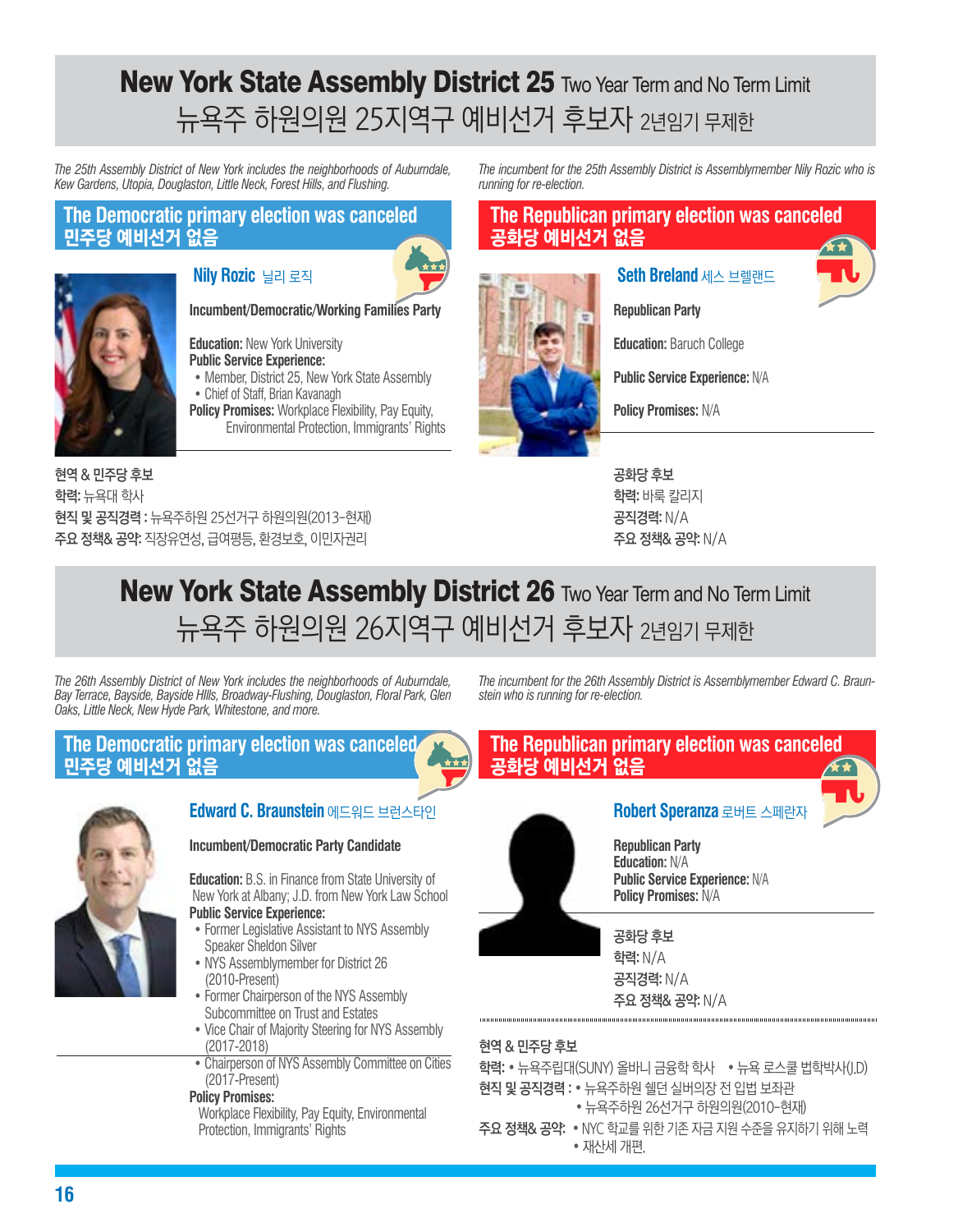# New York State Assembly District 25 Two Year Term and No Term Limit
# 뉴욕주 하원의원 25지역구 예비선거 후보자 2년임기 무제한

*The 25th Assembly District of New York includes the neighborhoods of Auburndale, Kew Gardens, Utopia, Douglaston, Little Neck, Forest Hills, and Flushing.*

*The incumbent for the 25th Assembly District is Assemblymember Nily Rozic who is running for re-election.*

## The Democratic primary election was canceled
## 민주당 예비선거 없음

### Nily Rozic 닐리 로직

**Incumbent/Democratic/Working Families Party**

**Education:** New York University
**Public Service Experience:**
- Member, District 25, New York State Assembly
- Chief of Staff, Brian Kavanagh

**Policy Promises:** Workplace Flexibility, Pay Equity, Environmental Protection, Immigrants' Rights

**현역 & 민주당 후보**
**학력:** 뉴욕대 학사
**현직 및 공직경력 :** 뉴욕주하원 25선거구 하원의원(2013-현재)
**주요 정책& 공약:** 직장유연성, 급여평등, 환경보호, 이민자권리

## The Republican primary election was canceled
## 공화당 예비선거 없음

### Seth Breland 세스 브렐랜드

**Republican Party**

**Education:** Baruch College

**Public Service Experience:** N/A

**Policy Promises:** N/A

**공화당 후보**
**학력:** 바룩 칼리지
**공직경력:** N/A
**주요 정책& 공약:** N/A

# New York State Assembly District 26 Two Year Term and No Term Limit
# 뉴욕주 하원의원 26지역구 예비선거 후보자 2년임기 무제한

*The 26th Assembly District of New York includes the neighborhoods of Auburndale, Bay Terrace, Bayside, Bayside Hills, Broadway-Flushing, Douglaston, Floral Park, Glen Oaks, Little Neck, New Hyde Park, Whitestone, and more.*

*The incumbent for the 26th Assembly District is Assemblymember Edward C. Braunstein who is running for re-election.*

## The Democratic primary election was canceled
## 민주당 예비선거 없음

### Edward C. Braunstein 에드워드 브런스타인

**Incumbent/Democratic Party Candidate**

**Education:** B.S. in Finance from State University of New York at Albany; J.D. from New York Law School
**Public Service Experience:**
- Former Legislative Assistant to NYS Assembly Speaker Sheldon Silver
- NYS Assemblymember for District 26 (2010-Present)
- Former Chairperson of the NYS Assembly Subcommittee on Trust and Estates
- Vice Chair of Majority Steering for NYS Assembly (2017-2018)
- Chairperson of NYS Assembly Committee on Cities (2017-Present)

**Policy Promises:**
Workplace Flexibility, Pay Equity, Environmental Protection, Immigrants' Rights

## The Republican primary election was canceled
## 공화당 예비선거 없음

### Robert Speranza 로버트 스페란자

**Republican Party**
**Education:** N/A
**Public Service Experience:** N/A
**Policy Promises:** N/A

**공화당 후보**
**학력:** N/A
**공직경력:** N/A
**주요 정책& 공약:** N/A

**현역 & 민주당 후보**
**학력:** • 뉴욕주립대(SUNY) 올바니 금융학 학사 • 뉴욕 로스쿨 법학박사(J.D)
**현직 및 공직경력 :** • 뉴욕주하원 쉘던 실버의장 전 입법 보좌관
• 뉴욕주하원 26선거구 하원의원(2010-현재)
**주요 정책& 공약:** • NYC 학교를 위한 기존 자금 지원 수준을 유지하기 위해 노력
• 재산세 개편.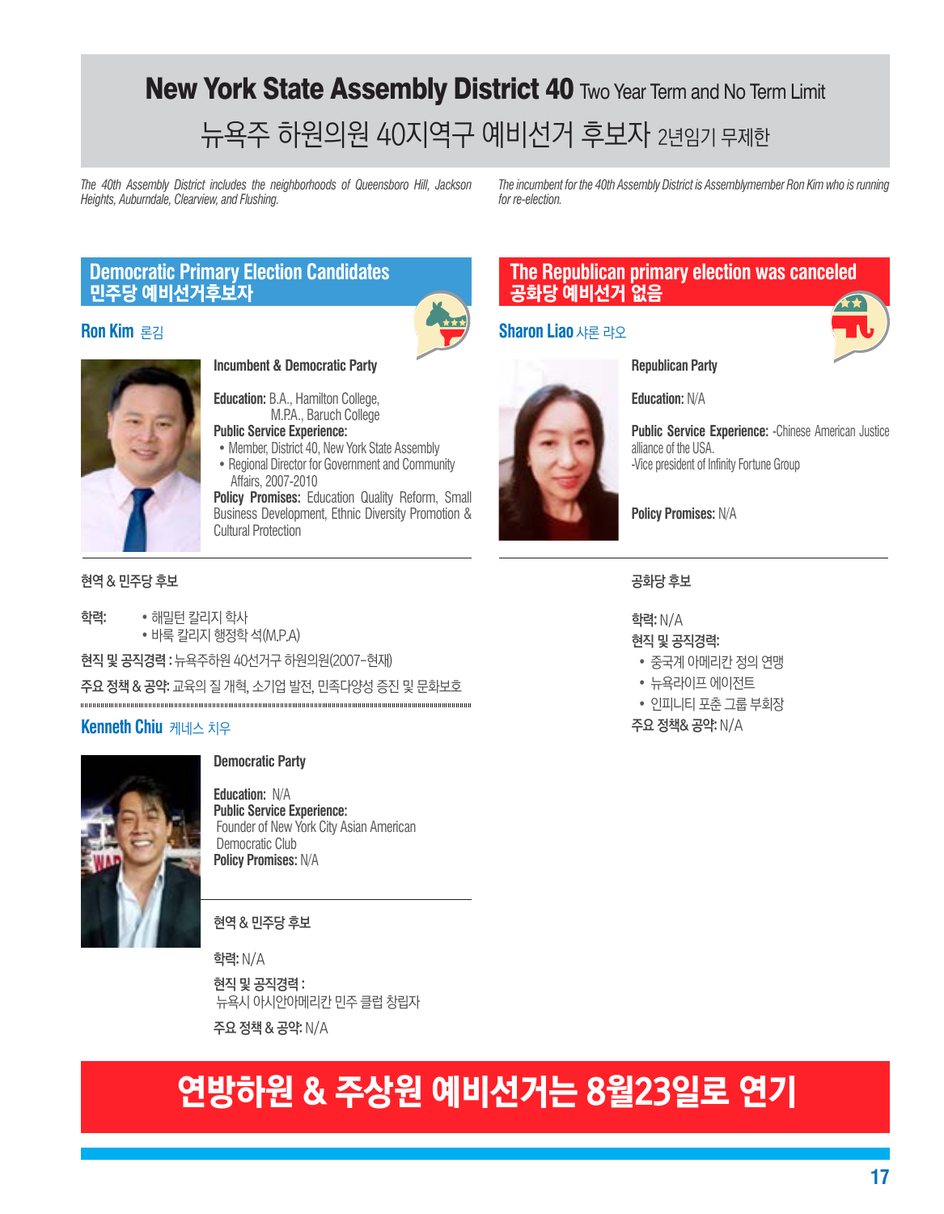# New York State Assembly District 40 Two Year Term and No Term Limit

# 뉴욕주 하원의원 40지역구 예비선거 후보자 2년임기 무제한

*The 40th Assembly District includes the neighborhoods of Queensboro Hill, Jackson Heights, Auburndale, Clearview, and Flushing.*

*The incumbent for the 40th Assembly District is Assemblymember Ron Kim who is running for re-election.*

## Democratic Primary Election Candidates
## 민주당 예비선거후보자

### Ron Kim 론김

**Incumbent & Democratic Party**

**Education:** B.A., Hamilton College, M.P.A., Baruch College

**Public Service Experience:**
- Member, District 40, New York State Assembly
- Regional Director for Government and Community Affairs, 2007-2010

**Policy Promises:** Education Quality Reform, Small Business Development, Ethnic Diversity Promotion & Cultural Protection

현역 & 민주당 후보

**학력:**
- 해밀턴 칼리지 학사
- 바룩 칼리지 행정학 석(M.P.A)

**현직 및 공직경력 :** 뉴욕주하원 40선거구 하원의원(2007-현재)

**주요 정책 & 공약:** 교육의 질 개혁, 소기업 발전, 민족다양성 증진 및 문화보호

### Kenneth Chiu 케네스 치우

**Democratic Party**

**Education:** N/A

**Public Service Experience:**
Founder of New York City Asian American Democratic Club

**Policy Promises:** N/A

현역 & 민주당 후보

**학력:** N/A

**현직 및 공직경력 :**
뉴욕시 아시안아메리칸 민주 클럽 창립자

**주요 정책 & 공약:** N/A

## The Republican primary election was canceled
## 공화당 예비선거 없음

### Sharon Liao 샤론 라오

**Republican Party**

**Education:** N/A

**Public Service Experience:** -Chinese American Justice alliance of the USA.
-Vice president of Infinity Fortune Group

**Policy Promises:** N/A

공화당 후보

**학력:** N/A

**현직 및 공직경력:**
- 중국계 아메리칸 정의 연맹
- 뉴욕라이프 에이전트
- 인피니티 포춘 그룹 부회장

**주요 정책& 공약:** N/A

# 연방하원 & 주상원 예비선거는 8월23일로 연기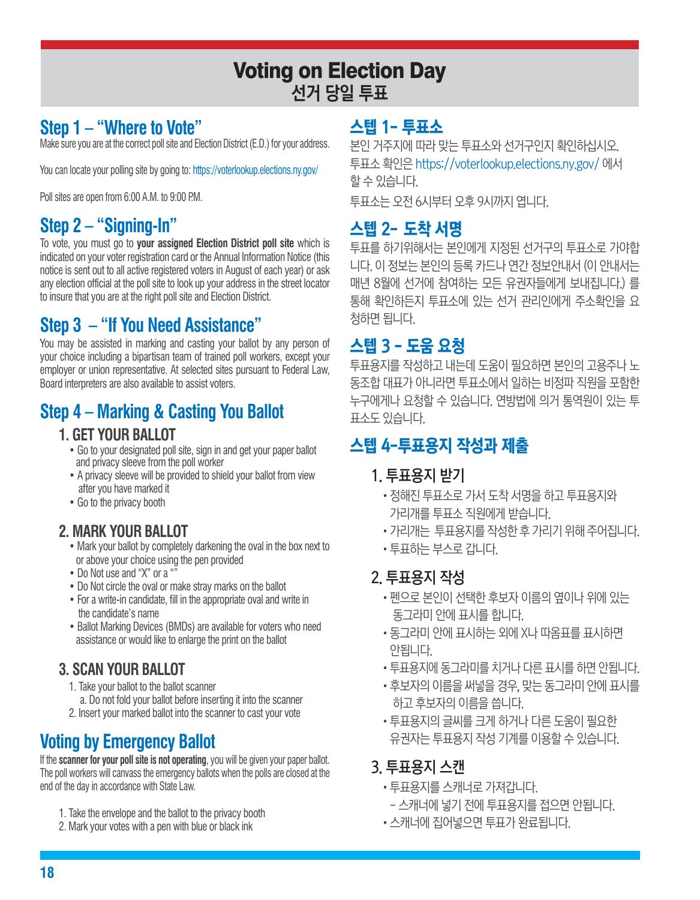# Voting on Election Day
## 선거 당일 투표

### Step 1 – "Where to Vote"

Make sure you are at the correct poll site and Election District (E.D.) for your address.

You can locate your polling site by going to: https://voterlookup.elections.ny.gov/

Poll sites are open from 6:00 A.M. to 9:00 P.M.

### Step 2 – "Signing-In"

To vote, you must go to **your assigned Election District poll site** which is indicated on your voter registration card or the Annual Information Notice (this notice is sent out to all active registered voters in August of each year) or ask any election official at the poll site to look up your address in the street locator to insure that you are at the right poll site and Election District.

### Step 3 – "If You Need Assistance"

You may be assisted in marking and casting your ballot by any person of your choice including a bipartisan team of trained poll workers, except your employer or union representative. At selected sites pursuant to Federal Law, Board interpreters are also available to assist voters.

### Step 4 – Marking & Casting You Ballot

#### 1. GET YOUR BALLOT

- Go to your designated poll site, sign in and get your paper ballot and privacy sleeve from the poll worker
- A privacy sleeve will be provided to shield your ballot from view after you have marked it
- Go to the privacy booth

#### 2. MARK YOUR BALLOT

- Mark your ballot by completely darkening the oval in the box next to or above your choice using the pen provided
- Do Not use and "X" or a ""
- Do Not circle the oval or make stray marks on the ballot
- For a write-in candidate, fill in the appropriate oval and write in the candidate's name
- Ballot Marking Devices (BMDs) are available for voters who need assistance or would like to enlarge the print on the ballot

#### 3. SCAN YOUR BALLOT

1. Take your ballot to the ballot scanner
   a. Do not fold your ballot before inserting it into the scanner
2. Insert your marked ballot into the scanner to cast your vote

### Voting by Emergency Ballot

If the **scanner for your poll site is not operating**, you will be given your paper ballot. The poll workers will canvass the emergency ballots when the polls are closed at the end of the day in accordance with State Law.

1. Take the envelope and the ballot to the privacy booth
2. Mark your votes with a pen with blue or black ink

### 스텝 1- 투표소

본인 거주지에 따라 맞는 투표소와 선거구인지 확인하십시오.
투표소 확인은 https://voterlookup.elections.ny.gov/ 에서 할 수 있습니다.

투표소는 오전 6시부터 오후 9시까지 엽니다.

### 스텝 2- 도착 서명

투표를 하기위해서는 본인에게 지정된 선거구의 투표소로 가야합니다. 이 정보는 본인의 등록 카드나 연간 정보안내서 (이 안내서는 매년 8월에 선거에 참여하는 모든 유권자들에게 보내집니다.) 를 통해 확인하든지 투표소에 있는 선거 관리인에게 주소확인을 요청하면 됩니다.

### 스텝 3 - 도움 요청

투표용지를 작성하고 내는데 도움이 필요하면 본인의 고용주나 노동조합 대표가 아니라면 투표소에서 일하는 비정파 직원을 포함한 누구에게나 요청할 수 있습니다. 연방법에 의거 통역원이 있는 투표소도 있습니다.

### 스텝 4-투표용지 작성과 제출

#### 1. 투표용지 받기

- 정해진 투표소로 가서 도착 서명을 하고 투표용지와 가리개를 투표소 직원에게 받습니다.
- 가리개는 투표용지를 작성한 후 가리기 위해 주어집니다.
- 투표하는 부스로 갑니다.

#### 2. 투표용지 작성

- 펜으로 본인이 선택한 후보자 이름의 옆이나 위에 있는 동그라미 안에 표시를 합니다.
- 동그라미 안에 표시하는 외에 X나 따옴표를 표시하면 안됩니다.
- 투표용지에 동그라미를 치거나 다른 표시를 하면 안됩니다.
- 후보자의 이름을 써넣을 경우, 맞는 동그라미 안에 표시를 하고 후보자의 이름을 씁니다.
- 투표용지의 글씨를 크게 하거나 다른 도움이 필요한 유권자는 투표용지 작성 기계를 이용할 수 있습니다.

#### 3. 투표용지 스캔

- 투표용지를 스캐너로 가져갑니다.
  - 스캐너에 넣기 전에 투표용지를 접으면 안됩니다.
- 스캐너에 집어넣으면 투표가 완료됩니다.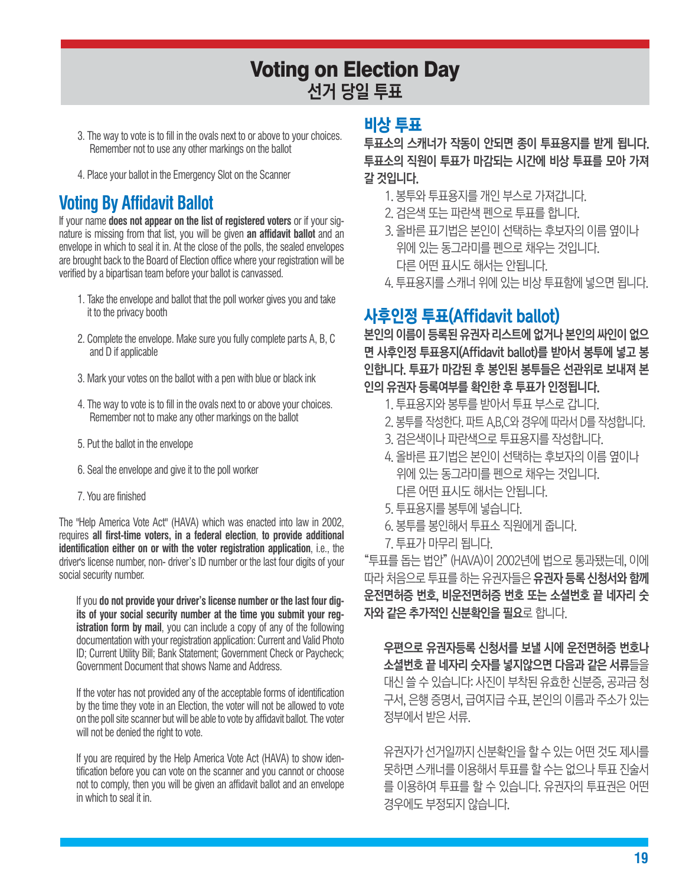# Voting on Election Day
## 선거 당일 투표

3. The way to vote is to fill in the ovals next to or above to your choices. Remember not to use any other markings on the ballot
4. Place your ballot in the Emergency Slot on the Scanner

## Voting By Affidavit Ballot

If your name **does not appear on the list of registered voters** or if your signature is missing from that list, you will be given **an affidavit ballot** and an envelope in which to seal it in. At the close of the polls, the sealed envelopes are brought back to the Board of Election office where your registration will be verified by a bipartisan team before your ballot is canvassed.

1. Take the envelope and ballot that the poll worker gives you and take it to the privacy booth
2. Complete the envelope. Make sure you fully complete parts A, B, C and D if applicable
3. Mark your votes on the ballot with a pen with blue or black ink
4. The way to vote is to fill in the ovals next to or above your choices. Remember not to make any other markings on the ballot
5. Put the ballot in the envelope
6. Seal the envelope and give it to the poll worker
7. You are finished

The "Help America Vote Act" (HAVA) which was enacted into law in 2002, requires **all first-time voters, in a federal election, to provide additional identification either on or with the voter registration application**, i.e., the driver's license number, non- driver's ID number or the last four digits of your social security number.

> If you **do not provide your driver's license number or the last four digits of your social security number at the time you submit your registration form by mail**, you can include a copy of any of the following documentation with your registration application: Current and Valid Photo ID; Current Utility Bill; Bank Statement; Government Check or Paycheck; Government Document that shows Name and Address.
>
> If the voter has not provided any of the acceptable forms of identification by the time they vote in an Election, the voter will not be allowed to vote on the poll site scanner but will be able to vote by affidavit ballot. The voter will not be denied the right to vote.
>
> If you are required by the Help America Vote Act (HAVA) to show identification before you can vote on the scanner and you cannot or choose not to comply, then you will be given an affidavit ballot and an envelope in which to seal it in.

## 비상 투표

**투표소의 스캐너가 작동이 안되면 종이 투표용지를 받게 됩니다. 투표소의 직원이 투표가 마감되는 시간에 비상 투표를 모아 가져 갈 것입니다.**

1. 봉투와 투표용지를 개인 부스로 가져갑니다.
2. 검은색 또는 파란색 펜으로 투표를 합니다.
3. 올바른 표기법은 본인이 선택하는 후보자의 이름 옆이나 위에 있는 동그라미를 펜으로 채우는 것입니다. 다른 어떤 표시도 해서는 안됩니다.
4. 투표용지를 스캐너 위에 있는 비상 투표함에 넣으면 됩니다.

## 사후인정 투표(Affidavit ballot)

**본인의 이름이 등록된 유권자 리스트에 없거나 본인의 싸인이 없으면 사후인정 투표용지(Affidavit ballot)를 받아서 봉투에 넣고 봉인합니다. 투표가 마감된 후 봉인된 봉투들은 선관위로 보내져 본인의 유권자 등록여부를 확인한 후 투표가 인정됩니다.**

1. 투표용지와 봉투를 받아서 투표 부스로 갑니다.
2. 봉투를 작성한다. 파트 A,B,C와 경우에 따라서 D를 작성합니다.
3. 검은색이나 파란색으로 투표용지를 작성합니다.
4. 올바른 표기법은 본인이 선택하는 후보자의 이름 옆이나 위에 있는 동그라미를 펜으로 채우는 것입니다. 다른 어떤 표시도 해서는 안됩니다.
5. 투표용지를 봉투에 넣습니다.
6. 봉투를 봉인해서 투표소 직원에게 줍니다.
7. 투표가 마무리 됩니다.

"투표를 돕는 법안" (HAVA)이 2002년에 법으로 통과됐는데, 이에 따라 처음으로 투표를 하는 유권자들은 **유권자 등록 신청서와 함께 운전면허증 번호, 비운전면허증 번호 또는 소셜번호 끝 네자리 숫자와 같은 추가적인 신분확인을 필요**로 합니다.

> **우편으로 유권자등록 신청서를 보낼 시에 운전면허증 번호나 소셜번호 끝 네자리 숫자를 넣지않으면 다음과 같은 서류**들을 대신 쓸 수 있습니다: 사진이 부착된 유효한 신분증, 공과금 청구서, 은행 증명서, 급여지급 수표, 본인의 이름과 주소가 있는 정부에서 받은 서류.
>
> 유권자가 선거일까지 신분확인을 할 수 있는 어떤 것도 제시를 못하면 스캐너를 이용해서 투표를 할 수는 없으나 투표 진술서를 이용하여 투표를 할 수 있습니다. 유권자의 투표권은 어떤 경우에도 부정되지 않습니다.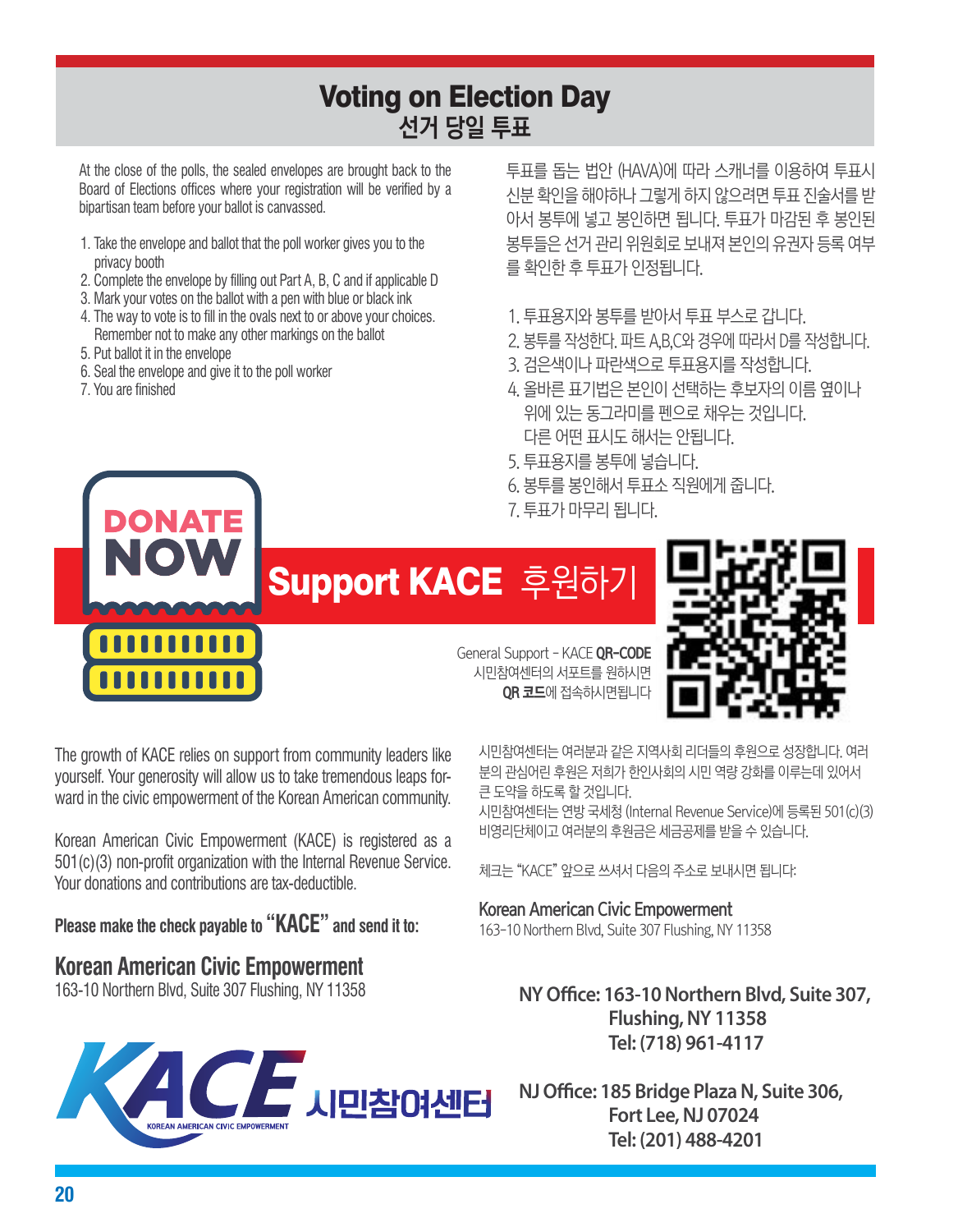# Voting on Election Day
## 선거 당일 투표

At the close of the polls, the sealed envelopes are brought back to the Board of Elections offices where your registration will be verified by a bipartisan team before your ballot is canvassed.

1. Take the envelope and ballot that the poll worker gives you to the privacy booth
2. Complete the envelope by filling out Part A, B, C and if applicable D
3. Mark your votes on the ballot with a pen with blue or black ink
4. The way to vote is to fill in the ovals next to or above your choices. Remember not to make any other markings on the ballot
5. Put ballot it in the envelope
6. Seal the envelope and give it to the poll worker
7. You are finished

투표를 돕는 법안 (HAVA)에 따라 스캐너를 이용하여 투표시 신분 확인을 해야하나 그렇게 하지 않으려면 투표 진술서를 받아서 봉투에 넣고 봉인하면 됩니다. 투표가 마감된 후 봉인된 봉투들은 선거 관리 위원회로 보내져 본인의 유권자 등록 여부를 확인한 후 투표가 인정됩니다.

1. 투표용지와 봉투를 받아서 투표 부스로 갑니다.
2. 봉투를 작성한다. 파트 A,B,C와 경우에 따라서 D를 작성합니다.
3. 검은색이나 파란색으로 투표용지를 작성합니다.
4. 올바른 표기법은 본인이 선택하는 후보자의 이름 옆이나 위에 있는 동그라미를 펜으로 채우는 것입니다. 다른 어떤 표시도 해서는 안됩니다.
5. 투표용지를 봉투에 넣습니다.
6. 봉투를 봉인해서 투표소 직원에게 줍니다.
7. 투표가 마무리 됩니다.

**DONATE NOW**

## Support KACE 후원하기

General Support - KACE **QR-CODE**
시민참여센터의 서포트를 원하시면
**QR 코드**에 접속하시면됩니다

The growth of KACE relies on support from community leaders like yourself. Your generosity will allow us to take tremendous leaps forward in the civic empowerment of the Korean American community.

Korean American Civic Empowerment (KACE) is registered as a 501(c)(3) non-profit organization with the Internal Revenue Service. Your donations and contributions are tax-deductible.

**Please make the check payable to "KACE" and send it to:**

**Korean American Civic Empowerment**
163-10 Northern Blvd, Suite 307 Flushing, NY 11358

시민참여센터는 여러분과 같은 지역사회 리더들의 후원으로 성장합니다. 여러분의 관심어린 후원은 저희가 한인사회의 시민 역량 강화를 이루는데 있어서 큰 도약을 하도록 할 것입니다.
시민참여센터는 연방 국세청 (Internal Revenue Service)에 등록된 501(c)(3) 비영리단체이고 여러분의 후원금은 세금공제를 받을 수 있습니다.

체크는 "KACE" 앞으로 쓰셔서 다음의 주소로 보내시면 됩니다:

**Korean American Civic Empowerment**
163-10 Northern Blvd, Suite 307 Flushing, NY 11358

KACE 시민참여센터
KOREAN AMERICAN CIVIC EMPOWERMENT

**NY Office: 163-10 Northern Blvd, Suite 307, Flushing, NY 11358**
**Tel: (718) 961-4117**

**NJ Office: 185 Bridge Plaza N, Suite 306, Fort Lee, NJ 07024**
**Tel: (201) 488-4201**